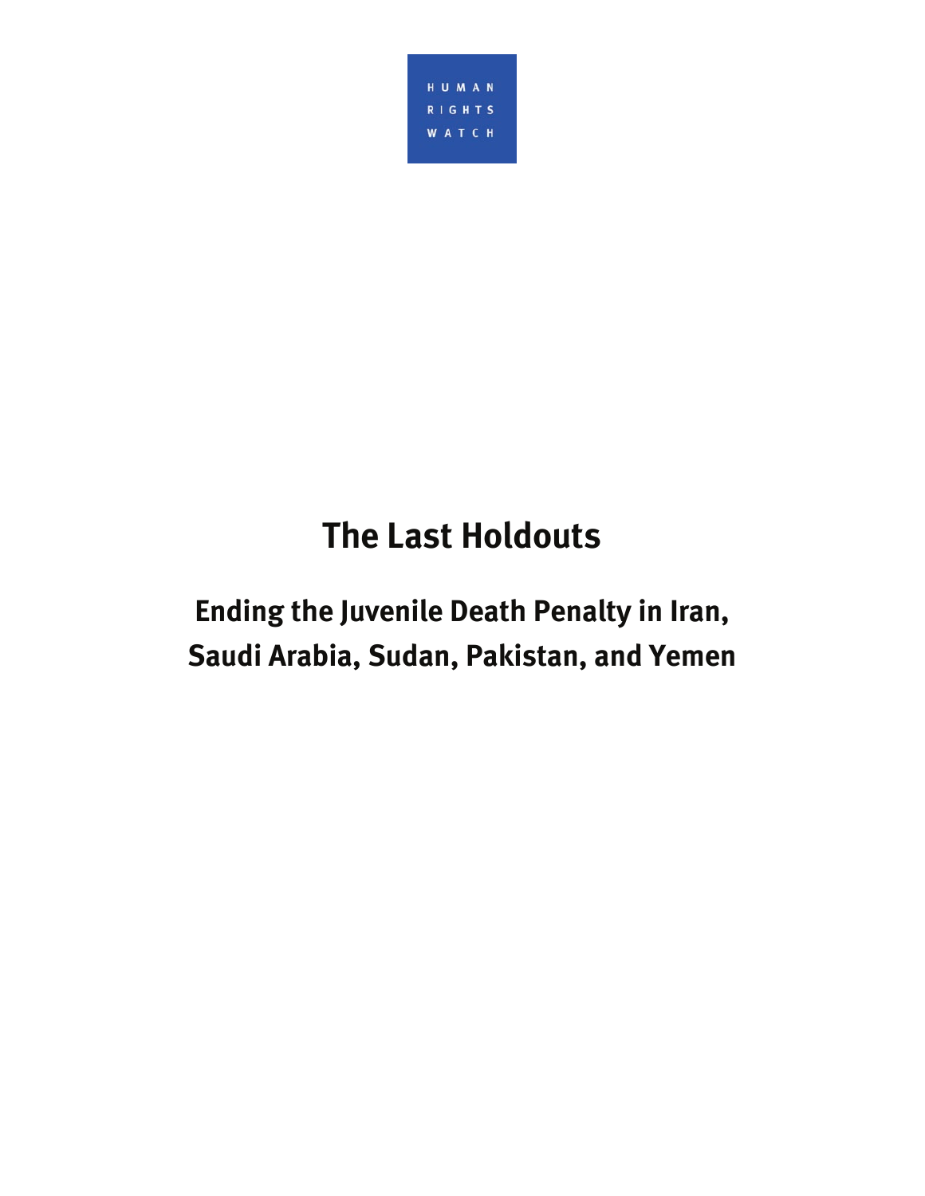HUMAN RIGHTS WATCH

# The Last Holdouts

## Ending the Juvenile Death Penalty in Iran, Saudi Arabia, Sudan, Pakistan, and Yemen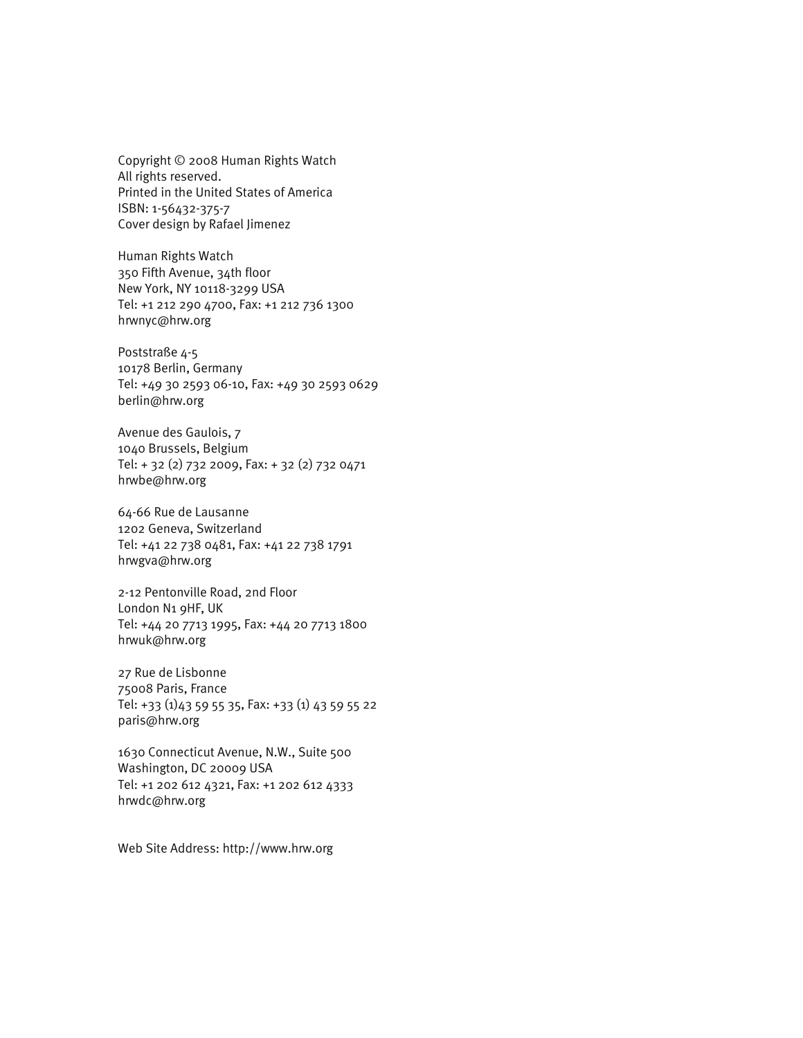Copyright © 2008 Human Rights Watch
All rights reserved.
Printed in the United States of America
ISBN: 1-56432-375-7
Cover design by Rafael Jimenez

Human Rights Watch
350 Fifth Avenue, 34th floor
New York, NY 10118-3299 USA
Tel: +1 212 290 4700, Fax: +1 212 736 1300
hrwnyc@hrw.org

Poststraße 4-5
10178 Berlin, Germany
Tel: +49 30 2593 06-10, Fax: +49 30 2593 0629
berlin@hrw.org

Avenue des Gaulois, 7
1040 Brussels, Belgium
Tel: + 32 (2) 732 2009, Fax: + 32 (2) 732 0471
hrwbe@hrw.org

64-66 Rue de Lausanne
1202 Geneva, Switzerland
Tel: +41 22 738 0481, Fax: +41 22 738 1791
hrwgva@hrw.org

2-12 Pentonville Road, 2nd Floor
London N1 9HF, UK
Tel: +44 20 7713 1995, Fax: +44 20 7713 1800
hrwuk@hrw.org

27 Rue de Lisbonne
75008 Paris, France
Tel: +33 (1)43 59 55 35, Fax: +33 (1) 43 59 55 22
paris@hrw.org

1630 Connecticut Avenue, N.W., Suite 500
Washington, DC 20009 USA
Tel: +1 202 612 4321, Fax: +1 202 612 4333
hrwdc@hrw.org

Web Site Address: http://www.hrw.org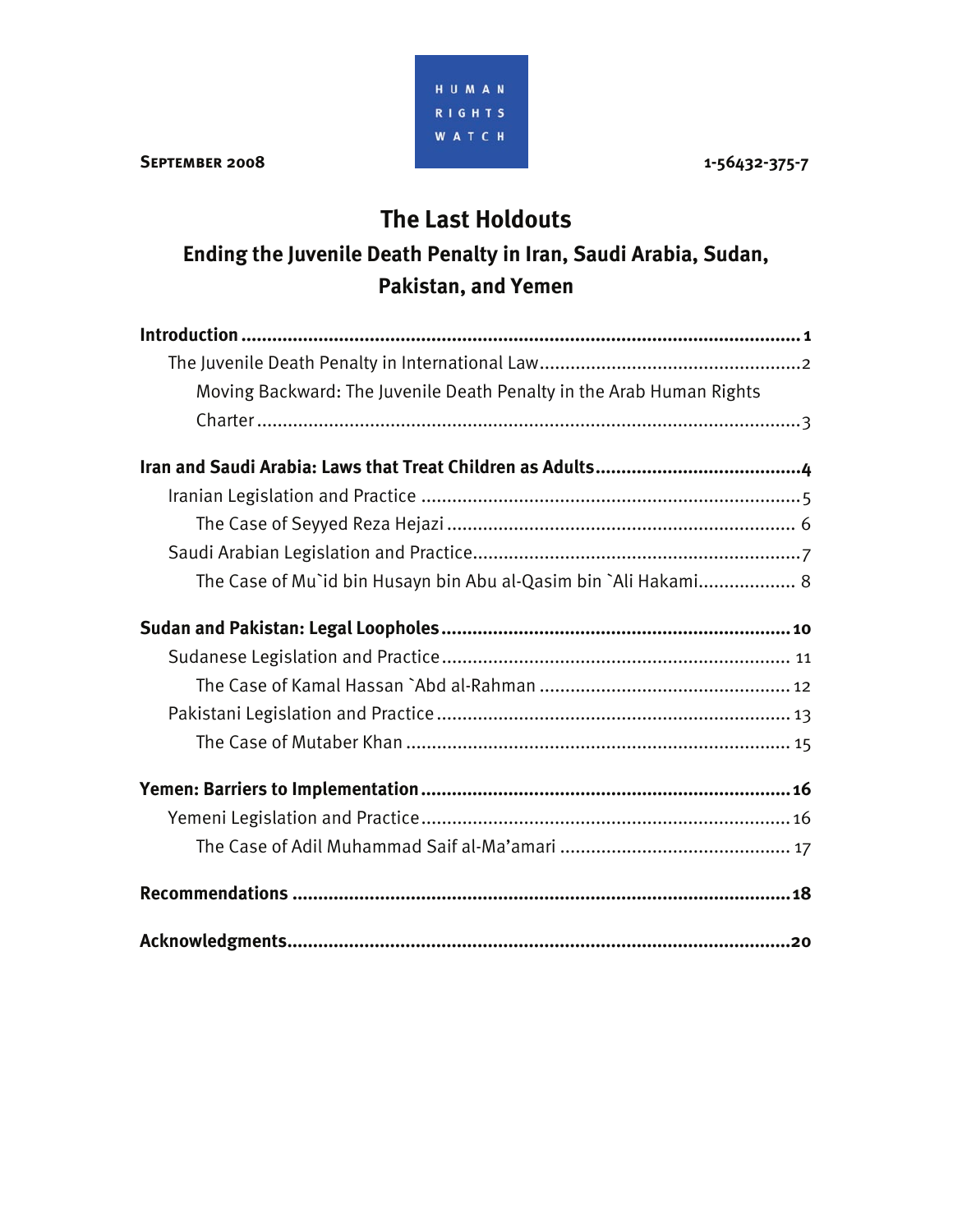HUMAN RIGHTS WATCH

**SEPTEMBER 2008** 1-56432-375-7

# The Last Holdouts

## Ending the Juvenile Death Penalty in Iran, Saudi Arabia, Sudan, Pakistan, and Yemen

**Introduction** ..... **1**

- The Juvenile Death Penalty in International Law ..... 2
  - Moving Backward: The Juvenile Death Penalty in the Arab Human Rights Charter ..... 3

**Iran and Saudi Arabia: Laws that Treat Children as Adults** ..... **4**

- Iranian Legislation and Practice ..... 5
  - The Case of Seyyed Reza Hejazi ..... 6
- Saudi Arabian Legislation and Practice ..... 7
  - The Case of Mu`id bin Husayn bin Abu al-Qasim bin `Ali Hakami ..... 8

**Sudan and Pakistan: Legal Loopholes** ..... **10**

- Sudanese Legislation and Practice ..... 11
  - The Case of Kamal Hassan `Abd al-Rahman ..... 12
- Pakistani Legislation and Practice ..... 13
  - The Case of Mutaber Khan ..... 15

**Yemen: Barriers to Implementation** ..... **16**

- Yemeni Legislation and Practice ..... 16
  - The Case of Adil Muhammad Saif al-Ma'amari ..... 17

**Recommendations** ..... **18**

**Acknowledgments** ..... **20**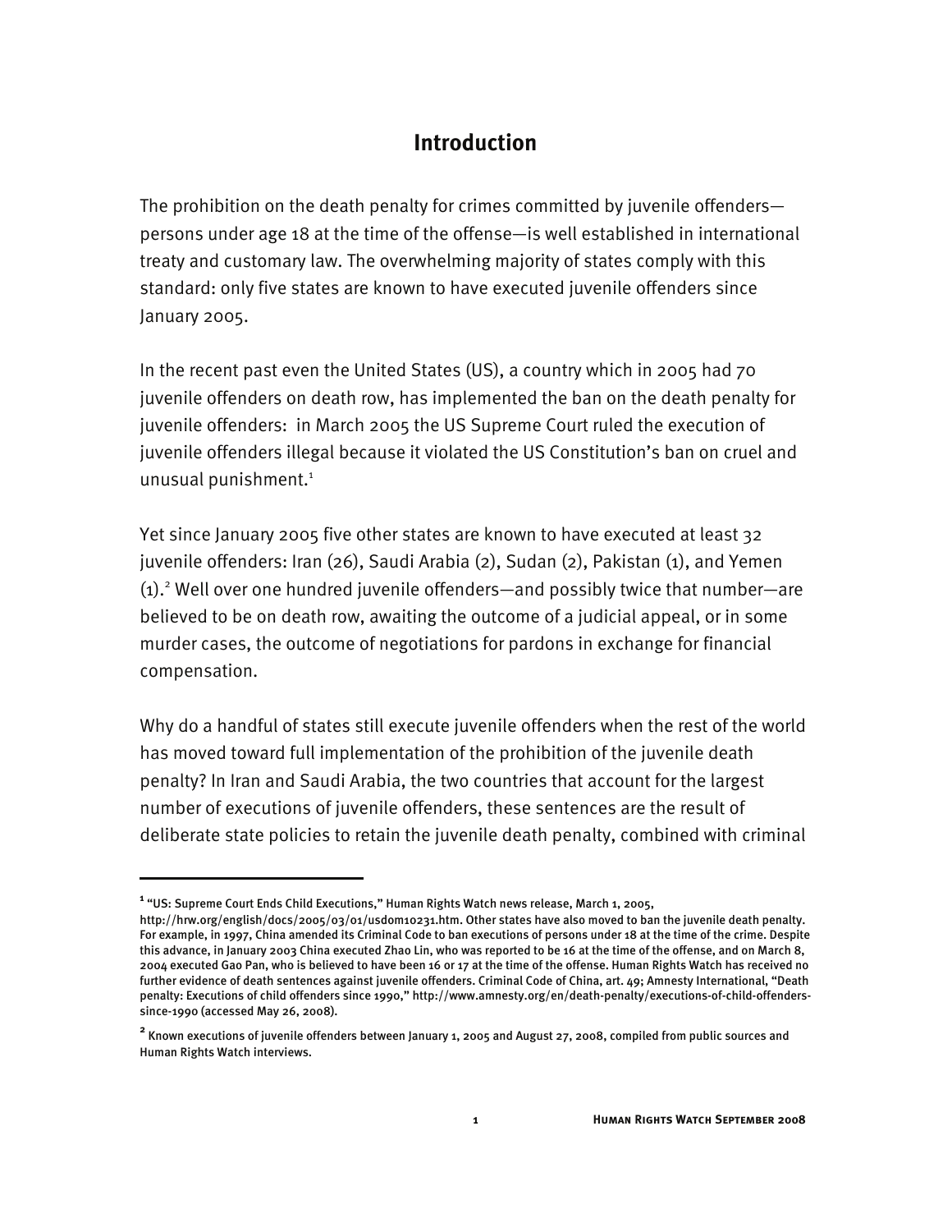# Introduction

The prohibition on the death penalty for crimes committed by juvenile offenders—persons under age 18 at the time of the offense—is well established in international treaty and customary law. The overwhelming majority of states comply with this standard: only five states are known to have executed juvenile offenders since January 2005.

In the recent past even the United States (US), a country which in 2005 had 70 juvenile offenders on death row, has implemented the ban on the death penalty for juvenile offenders: in March 2005 the US Supreme Court ruled the execution of juvenile offenders illegal because it violated the US Constitution's ban on cruel and unusual punishment.[1]

Yet since January 2005 five other states are known to have executed at least 32 juvenile offenders: Iran (26), Saudi Arabia (2), Sudan (2), Pakistan (1), and Yemen (1).[2] Well over one hundred juvenile offenders—and possibly twice that number—are believed to be on death row, awaiting the outcome of a judicial appeal, or in some murder cases, the outcome of negotiations for pardons in exchange for financial compensation.

Why do a handful of states still execute juvenile offenders when the rest of the world has moved toward full implementation of the prohibition of the juvenile death penalty? In Iran and Saudi Arabia, the two countries that account for the largest number of executions of juvenile offenders, these sentences are the result of deliberate state policies to retain the juvenile death penalty, combined with criminal

---

[1] "US: Supreme Court Ends Child Executions," Human Rights Watch news release, March 1, 2005, http://hrw.org/english/docs/2005/03/01/usdom10231.htm. Other states have also moved to ban the juvenile death penalty. For example, in 1997, China amended its Criminal Code to ban executions of persons under 18 at the time of the crime. Despite this advance, in January 2003 China executed Zhao Lin, who was reported to be 16 at the time of the offense, and on March 8, 2004 executed Gao Pan, who is believed to have been 16 or 17 at the time of the offense. Human Rights Watch has received no further evidence of death sentences against juvenile offenders. Criminal Code of China, art. 49; Amnesty International, "Death penalty: Executions of child offenders since 1990," http://www.amnesty.org/en/death-penalty/executions-of-child-offenders-since-1990 (accessed May 26, 2008).

[2] Known executions of juvenile offenders between January 1, 2005 and August 27, 2008, compiled from public sources and Human Rights Watch interviews.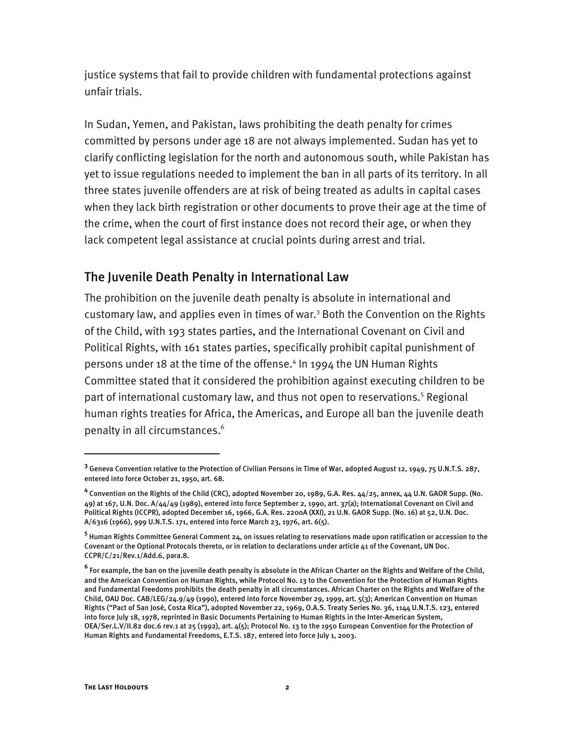justice systems that fail to provide children with fundamental protections against unfair trials.

In Sudan, Yemen, and Pakistan, laws prohibiting the death penalty for crimes committed by persons under age 18 are not always implemented. Sudan has yet to clarify conflicting legislation for the north and autonomous south, while Pakistan has yet to issue regulations needed to implement the ban in all parts of its territory. In all three states juvenile offenders are at risk of being treated as adults in capital cases when they lack birth registration or other documents to prove their age at the time of the crime, when the court of first instance does not record their age, or when they lack competent legal assistance at crucial points during arrest and trial.

## The Juvenile Death Penalty in International Law

The prohibition on the juvenile death penalty is absolute in international and customary law, and applies even in times of war.[3] Both the Convention on the Rights of the Child, with 193 states parties, and the International Covenant on Civil and Political Rights, with 161 states parties, specifically prohibit capital punishment of persons under 18 at the time of the offense.[4] In 1994 the UN Human Rights Committee stated that it considered the prohibition against executing children to be part of international customary law, and thus not open to reservations.[5] Regional human rights treaties for Africa, the Americas, and Europe all ban the juvenile death penalty in all circumstances.[6]

---

[3] Geneva Convention relative to the Protection of Civilian Persons in Time of War, adopted August 12, 1949, 75 U.N.T.S. 287, entered into force October 21, 1950, art. 68.

[4] Convention on the Rights of the Child (CRC), adopted November 20, 1989, G.A. Res. 44/25, annex, 44 U.N. GAOR Supp. (No. 49) at 167, U.N. Doc. A/44/49 (1989), entered into force September 2, 1990, art. 37(a); International Covenant on Civil and Political Rights (ICCPR), adopted December 16, 1966, G.A. Res. 2200A (XXI), 21 U.N. GAOR Supp. (No. 16) at 52, U.N. Doc. A/6316 (1966), 999 U.N.T.S. 171, entered into force March 23, 1976, art. 6(5).

[5] Human Rights Committee General Comment 24, on issues relating to reservations made upon ratification or accession to the Covenant or the Optional Protocols thereto, or in relation to declarations under article 41 of the Covenant, UN Doc. CCPR/C/21/Rev.1/Add.6, para.8.

[6] For example, the ban on the juvenile death penalty is absolute in the African Charter on the Rights and Welfare of the Child, and the American Convention on Human Rights, while Protocol No. 13 to the Convention for the Protection of Human Rights and Fundamental Freedoms prohibits the death penalty in all circumstances. African Charter on the Rights and Welfare of the Child, OAU Doc. CAB/LEG/24.9/49 (1990), entered into force November 29, 1999, art. 5(3); American Convention on Human Rights ("Pact of San José, Costa Rica"), adopted November 22, 1969, O.A.S. Treaty Series No. 36, 1144 U.N.T.S. 123, entered into force July 18, 1978, reprinted in Basic Documents Pertaining to Human Rights in the Inter-American System, OEA/Ser.L.V/II.82 doc.6 rev.1 at 25 (1992), art. 4(5); Protocol No. 13 to the 1950 European Convention for the Protection of Human Rights and Fundamental Freedoms, E.T.S. 187, entered into force July 1, 2003.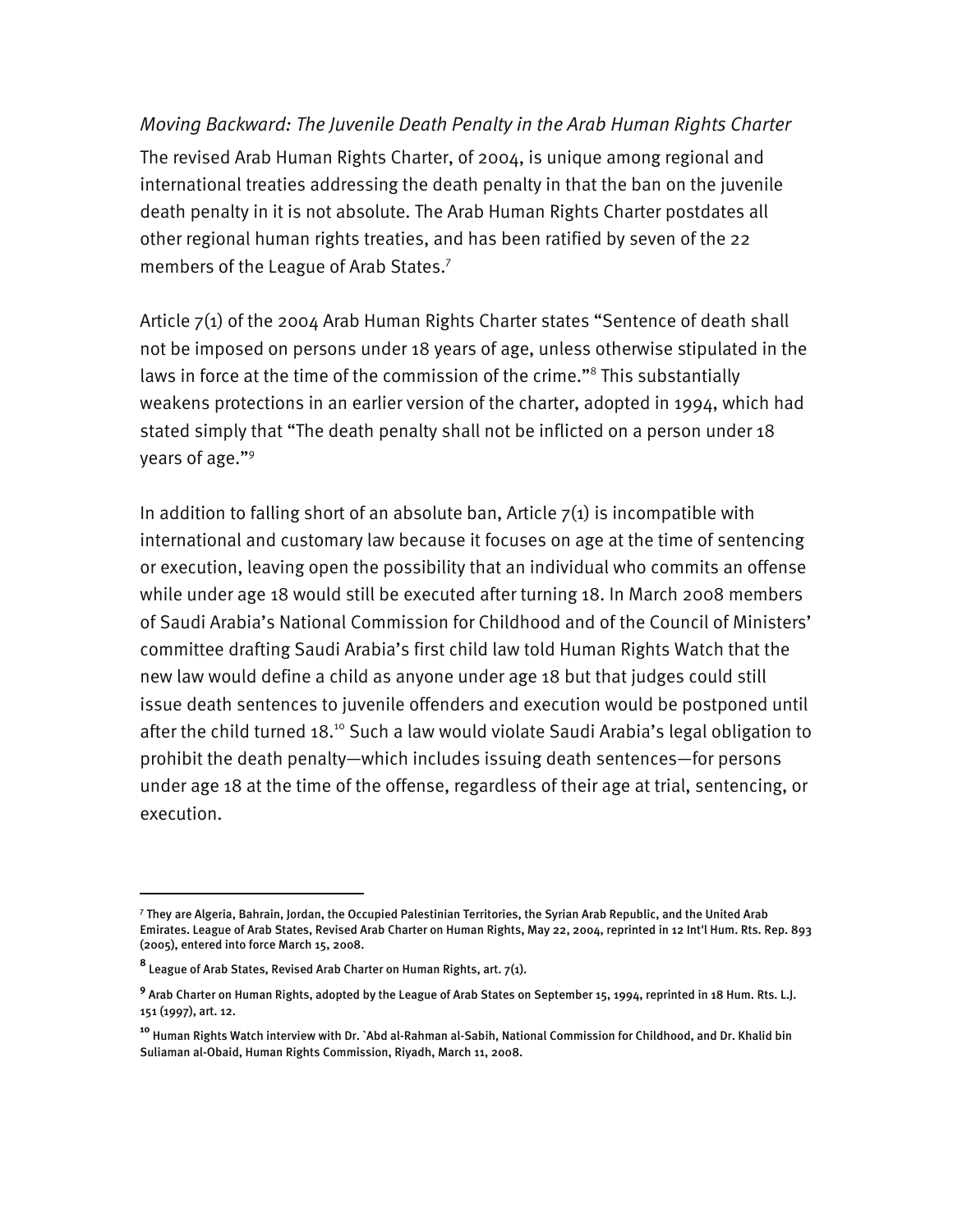*Moving Backward: The Juvenile Death Penalty in the Arab Human Rights Charter*

The revised Arab Human Rights Charter, of 2004, is unique among regional and international treaties addressing the death penalty in that the ban on the juvenile death penalty in it is not absolute. The Arab Human Rights Charter postdates all other regional human rights treaties, and has been ratified by seven of the 22 members of the League of Arab States.[7]

Article 7(1) of the 2004 Arab Human Rights Charter states "Sentence of death shall not be imposed on persons under 18 years of age, unless otherwise stipulated in the laws in force at the time of the commission of the crime."[8] This substantially weakens protections in an earlier version of the charter, adopted in 1994, which had stated simply that "The death penalty shall not be inflicted on a person under 18 years of age."[9]

In addition to falling short of an absolute ban, Article 7(1) is incompatible with international and customary law because it focuses on age at the time of sentencing or execution, leaving open the possibility that an individual who commits an offense while under age 18 would still be executed after turning 18. In March 2008 members of Saudi Arabia's National Commission for Childhood and of the Council of Ministers' committee drafting Saudi Arabia's first child law told Human Rights Watch that the new law would define a child as anyone under age 18 but that judges could still issue death sentences to juvenile offenders and execution would be postponed until after the child turned 18.[10] Such a law would violate Saudi Arabia's legal obligation to prohibit the death penalty—which includes issuing death sentences—for persons under age 18 at the time of the offense, regardless of their age at trial, sentencing, or execution.

---

[7] They are Algeria, Bahrain, Jordan, the Occupied Palestinian Territories, the Syrian Arab Republic, and the United Arab Emirates. League of Arab States, Revised Arab Charter on Human Rights, May 22, 2004, reprinted in 12 Int'l Hum. Rts. Rep. 893 (2005), entered into force March 15, 2008.

[8] League of Arab States, Revised Arab Charter on Human Rights, art. 7(1).

[9] Arab Charter on Human Rights, adopted by the League of Arab States on September 15, 1994, reprinted in 18 Hum. Rts. L.J. 151 (1997), art. 12.

[10] Human Rights Watch interview with Dr. `Abd al-Rahman al-Sabih, National Commission for Childhood, and Dr. Khalid bin Suliaman al-Obaid, Human Rights Commission, Riyadh, March 11, 2008.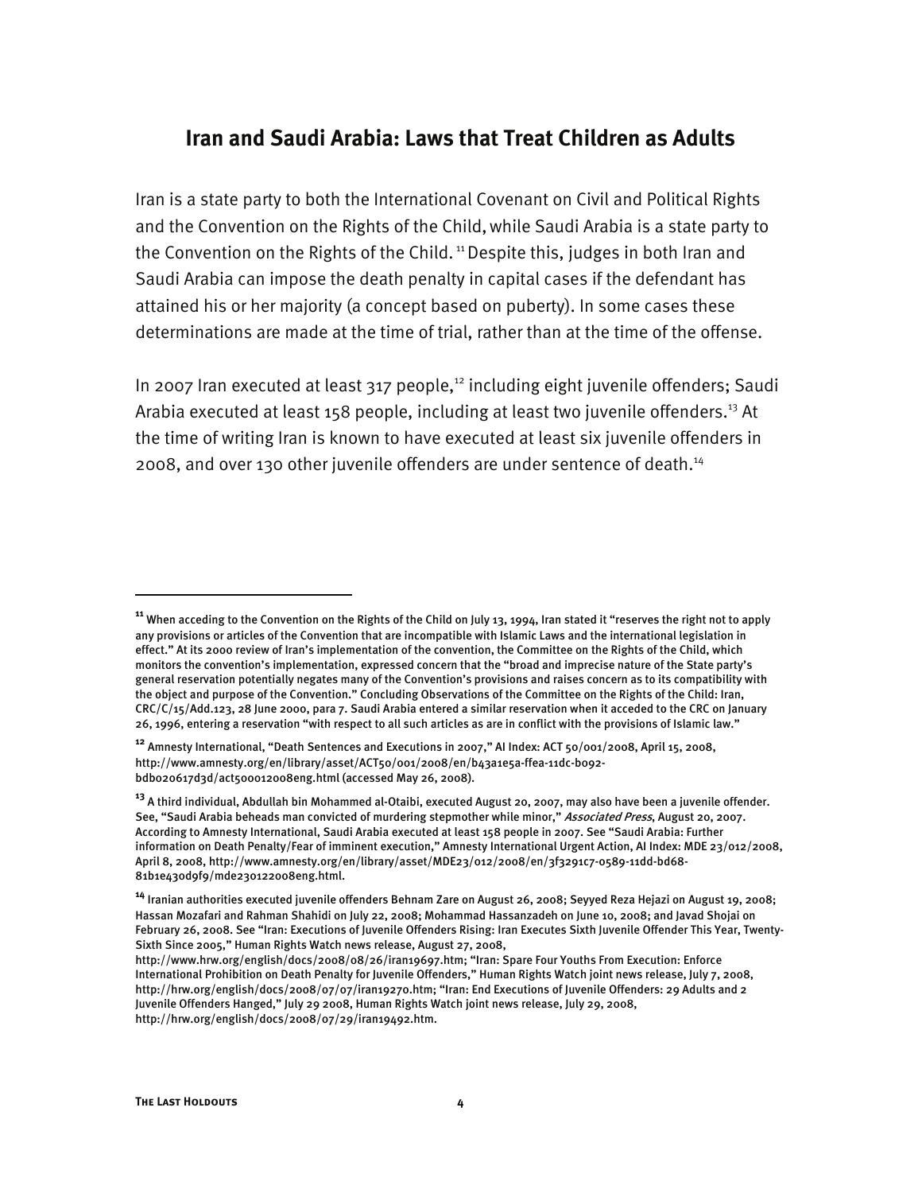## Iran and Saudi Arabia: Laws that Treat Children as Adults

Iran is a state party to both the International Covenant on Civil and Political Rights and the Convention on the Rights of the Child, while Saudi Arabia is a state party to the Convention on the Rights of the Child.[11] Despite this, judges in both Iran and Saudi Arabia can impose the death penalty in capital cases if the defendant has attained his or her majority (a concept based on puberty). In some cases these determinations are made at the time of trial, rather than at the time of the offense.

In 2007 Iran executed at least 317 people,[12] including eight juvenile offenders; Saudi Arabia executed at least 158 people, including at least two juvenile offenders.[13] At the time of writing Iran is known to have executed at least six juvenile offenders in 2008, and over 130 other juvenile offenders are under sentence of death.[14]

---

[11] When acceding to the Convention on the Rights of the Child on July 13, 1994, Iran stated it "reserves the right not to apply any provisions or articles of the Convention that are incompatible with Islamic Laws and the international legislation in effect." At its 2000 review of Iran's implementation of the convention, the Committee on the Rights of the Child, which monitors the convention's implementation, expressed concern that the "broad and imprecise nature of the State party's general reservation potentially negates many of the Convention's provisions and raises concern as to its compatibility with the object and purpose of the Convention." Concluding Observations of the Committee on the Rights of the Child: Iran, CRC/C/15/Add.123, 28 June 2000, para 7. Saudi Arabia entered a similar reservation when it acceded to the CRC on January 26, 1996, entering a reservation "with respect to all such articles as are in conflict with the provisions of Islamic law."

[12] Amnesty International, "Death Sentences and Executions in 2007," AI Index: ACT 50/001/2008, April 15, 2008, http://www.amnesty.org/en/library/asset/ACT50/001/2008/en/b43a1e5a-ffea-11dc-b092-bdb020617d3d/act500012008eng.html (accessed May 26, 2008).

[13] A third individual, Abdullah bin Mohammed al-Otaibi, executed August 20, 2007, may also have been a juvenile offender. See, "Saudi Arabia beheads man convicted of murdering stepmother while minor," *Associated Press*, August 20, 2007. According to Amnesty International, Saudi Arabia executed at least 158 people in 2007. See "Saudi Arabia: Further information on Death Penalty/Fear of imminent execution," Amnesty International Urgent Action, AI Index: MDE 23/012/2008, April 8, 2008, http://www.amnesty.org/en/library/asset/MDE23/012/2008/en/3f3291c7-0589-11dd-bd68-81b1e430d9f9/mde230122008eng.html.

[14] Iranian authorities executed juvenile offenders Behnam Zare on August 26, 2008; Seyyed Reza Hejazi on August 19, 2008; Hassan Mozafari and Rahman Shahidi on July 22, 2008; Mohammad Hassanzadeh on June 10, 2008; and Javad Shojai on February 26, 2008. See "Iran: Executions of Juvenile Offenders Rising: Iran Executes Sixth Juvenile Offender This Year, Twenty-Sixth Since 2005," Human Rights Watch news release, August 27, 2008, http://www.hrw.org/english/docs/2008/08/26/iran19697.htm; "Iran: Spare Four Youths From Execution: Enforce International Prohibition on Death Penalty for Juvenile Offenders," Human Rights Watch joint news release, July 7, 2008, http://hrw.org/english/docs/2008/07/07/iran19270.htm; "Iran: End Executions of Juvenile Offenders: 29 Adults and 2 Juvenile Offenders Hanged," July 29 2008, Human Rights Watch joint news release, July 29, 2008, http://hrw.org/english/docs/2008/07/29/iran19492.htm.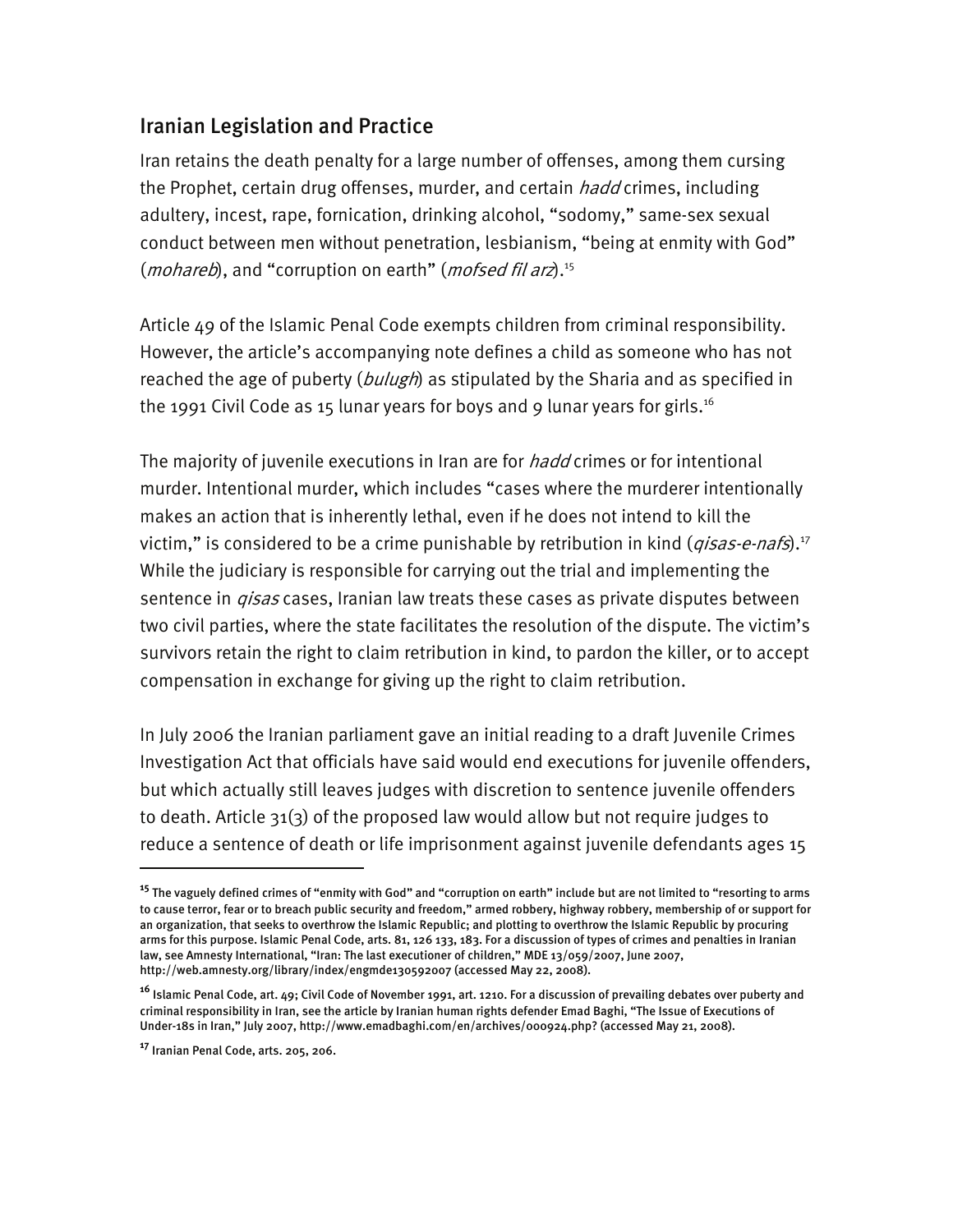## Iranian Legislation and Practice

Iran retains the death penalty for a large number of offenses, among them cursing the Prophet, certain drug offenses, murder, and certain *hadd* crimes, including adultery, incest, rape, fornication, drinking alcohol, "sodomy," same-sex sexual conduct between men without penetration, lesbianism, "being at enmity with God" (*mohareb*), and "corruption on earth" (*mofsed fil arz*).[15]

Article 49 of the Islamic Penal Code exempts children from criminal responsibility. However, the article's accompanying note defines a child as someone who has not reached the age of puberty (*bulugh*) as stipulated by the Sharia and as specified in the 1991 Civil Code as 15 lunar years for boys and 9 lunar years for girls.[16]

The majority of juvenile executions in Iran are for *hadd* crimes or for intentional murder. Intentional murder, which includes "cases where the murderer intentionally makes an action that is inherently lethal, even if he does not intend to kill the victim," is considered to be a crime punishable by retribution in kind (*qisas-e-nafs*).[17] While the judiciary is responsible for carrying out the trial and implementing the sentence in *qisas* cases, Iranian law treats these cases as private disputes between two civil parties, where the state facilitates the resolution of the dispute. The victim's survivors retain the right to claim retribution in kind, to pardon the killer, or to accept compensation in exchange for giving up the right to claim retribution.

In July 2006 the Iranian parliament gave an initial reading to a draft Juvenile Crimes Investigation Act that officials have said would end executions for juvenile offenders, but which actually still leaves judges with discretion to sentence juvenile offenders to death. Article 31(3) of the proposed law would allow but not require judges to reduce a sentence of death or life imprisonment against juvenile defendants ages 15

---

[15] The vaguely defined crimes of "enmity with God" and "corruption on earth" include but are not limited to "resorting to arms to cause terror, fear or to breach public security and freedom," armed robbery, highway robbery, membership of or support for an organization, that seeks to overthrow the Islamic Republic; and plotting to overthrow the Islamic Republic by procuring arms for this purpose. Islamic Penal Code, arts. 81, 126 133, 183. For a discussion of types of crimes and penalties in Iranian law, see Amnesty International, "Iran: The last executioner of children," MDE 13/059/2007, June 2007, http://web.amnesty.org/library/index/engmde130592007 (accessed May 22, 2008).

[16] Islamic Penal Code, art. 49; Civil Code of November 1991, art. 1210. For a discussion of prevailing debates over puberty and criminal responsibility in Iran, see the article by Iranian human rights defender Emad Baghi, "The Issue of Executions of Under-18s in Iran," July 2007, http://www.emadbaghi.com/en/archives/000924.php? (accessed May 21, 2008).

[17] Iranian Penal Code, arts. 205, 206.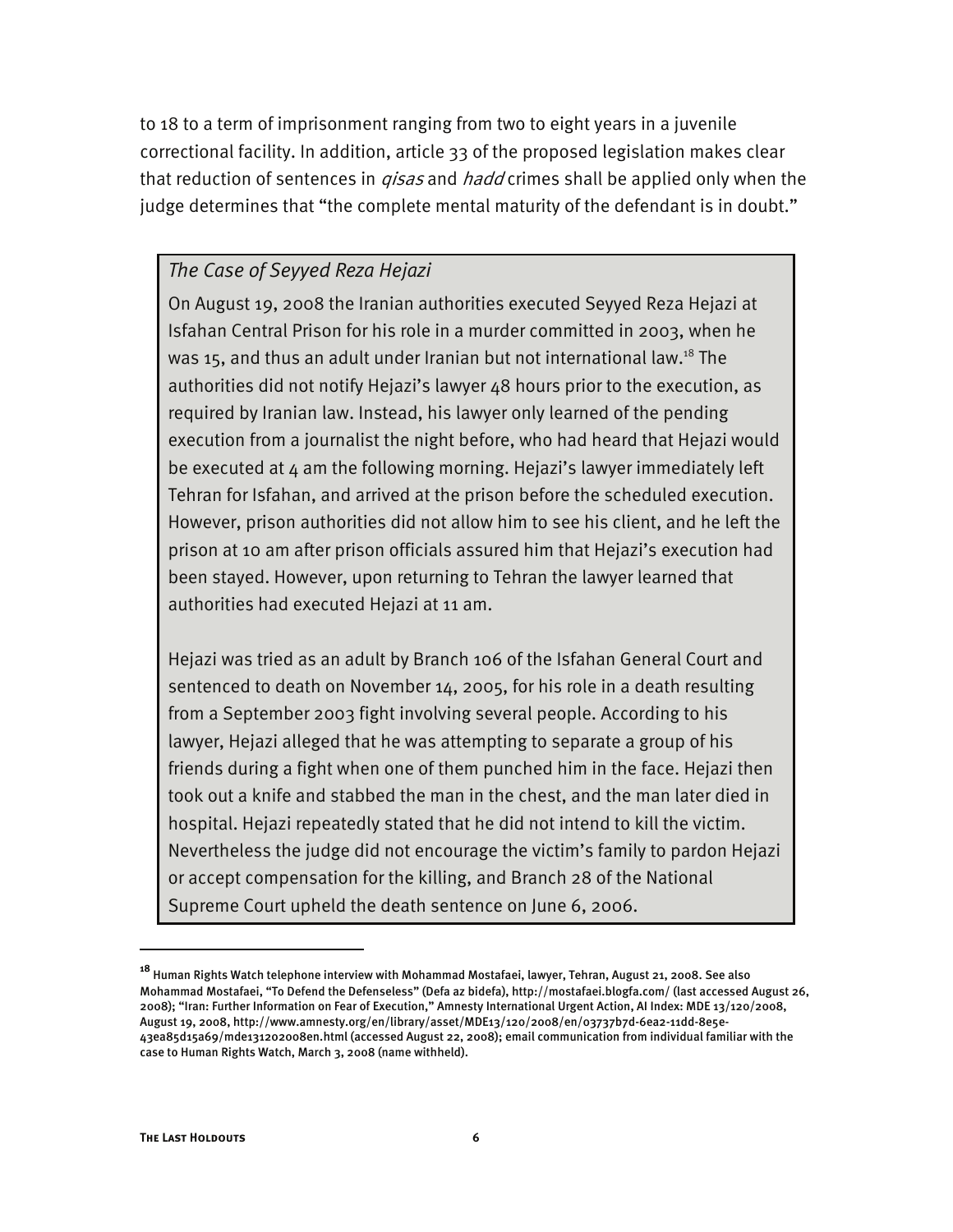to 18 to a term of imprisonment ranging from two to eight years in a juvenile correctional facility. In addition, article 33 of the proposed legislation makes clear that reduction of sentences in *qisas* and *hadd* crimes shall be applied only when the judge determines that "the complete mental maturity of the defendant is in doubt."

*The Case of Seyyed Reza Hejazi*

On August 19, 2008 the Iranian authorities executed Seyyed Reza Hejazi at Isfahan Central Prison for his role in a murder committed in 2003, when he was 15, and thus an adult under Iranian but not international law.[18] The authorities did not notify Hejazi's lawyer 48 hours prior to the execution, as required by Iranian law. Instead, his lawyer only learned of the pending execution from a journalist the night before, who had heard that Hejazi would be executed at 4 am the following morning. Hejazi's lawyer immediately left Tehran for Isfahan, and arrived at the prison before the scheduled execution. However, prison authorities did not allow him to see his client, and he left the prison at 10 am after prison officials assured him that Hejazi's execution had been stayed. However, upon returning to Tehran the lawyer learned that authorities had executed Hejazi at 11 am.

Hejazi was tried as an adult by Branch 106 of the Isfahan General Court and sentenced to death on November 14, 2005, for his role in a death resulting from a September 2003 fight involving several people. According to his lawyer, Hejazi alleged that he was attempting to separate a group of his friends during a fight when one of them punched him in the face. Hejazi then took out a knife and stabbed the man in the chest, and the man later died in hospital. Hejazi repeatedly stated that he did not intend to kill the victim. Nevertheless the judge did not encourage the victim's family to pardon Hejazi or accept compensation for the killing, and Branch 28 of the National Supreme Court upheld the death sentence on June 6, 2006.

---

[18] Human Rights Watch telephone interview with Mohammad Mostafaei, lawyer, Tehran, August 21, 2008. See also Mohammad Mostafaei, "To Defend the Defenseless" (Defa az bidefa), http://mostafaei.blogfa.com/ (last accessed August 26, 2008); "Iran: Further Information on Fear of Execution," Amnesty International Urgent Action, AI Index: MDE 13/120/2008, August 19, 2008, http://www.amnesty.org/en/library/asset/MDE13/120/2008/en/03737b7d-6ea2-11dd-8e5e-43ea85d15a69/mde131202008en.html (accessed August 22, 2008); email communication from individual familiar with the case to Human Rights Watch, March 3, 2008 (name withheld).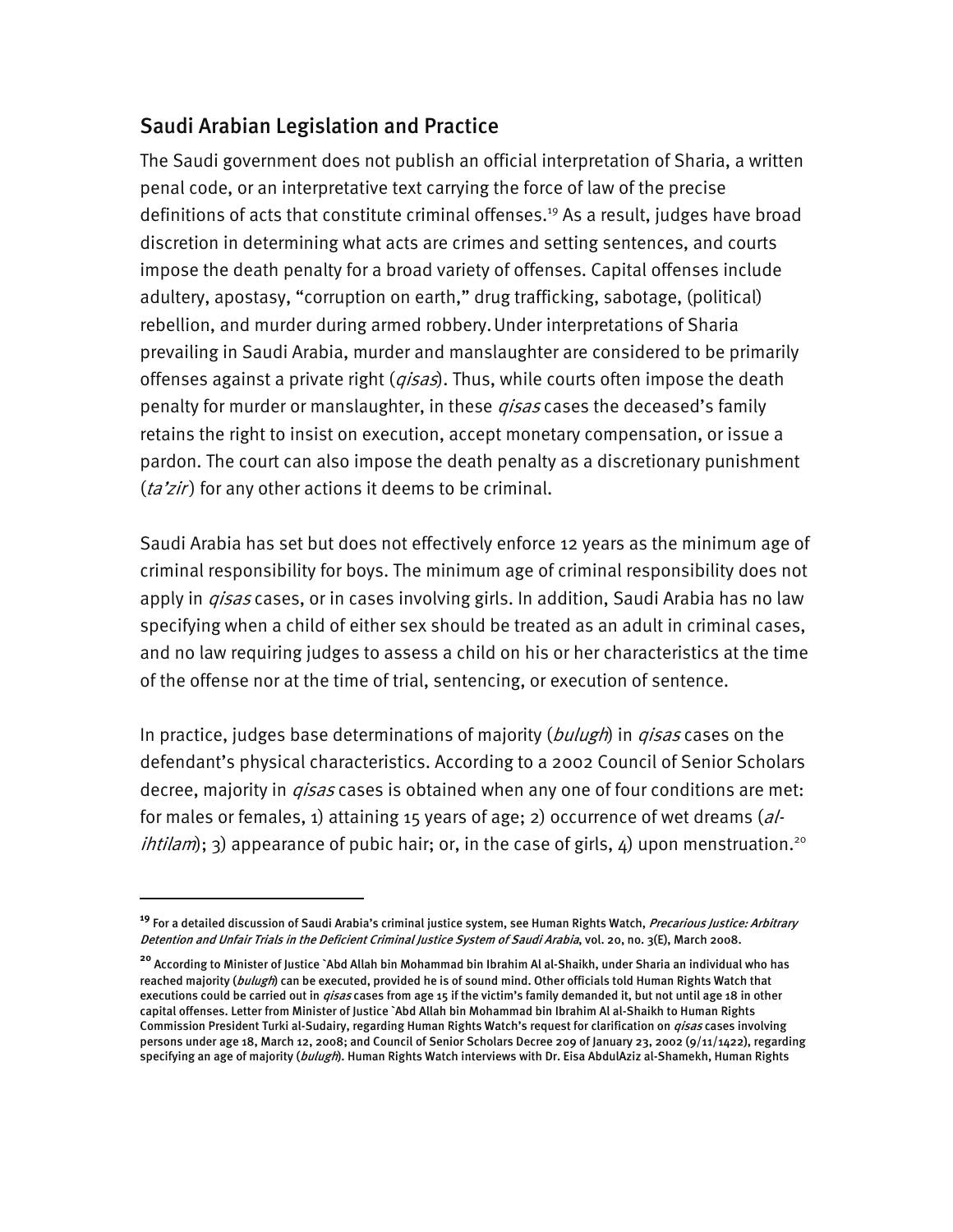## Saudi Arabian Legislation and Practice

The Saudi government does not publish an official interpretation of Sharia, a written penal code, or an interpretative text carrying the force of law of the precise definitions of acts that constitute criminal offenses.[19] As a result, judges have broad discretion in determining what acts are crimes and setting sentences, and courts impose the death penalty for a broad variety of offenses. Capital offenses include adultery, apostasy, "corruption on earth," drug trafficking, sabotage, (political) rebellion, and murder during armed robbery. Under interpretations of Sharia prevailing in Saudi Arabia, murder and manslaughter are considered to be primarily offenses against a private right (*qisas*). Thus, while courts often impose the death penalty for murder or manslaughter, in these *qisas* cases the deceased's family retains the right to insist on execution, accept monetary compensation, or issue a pardon. The court can also impose the death penalty as a discretionary punishment (*ta'zir*) for any other actions it deems to be criminal.

Saudi Arabia has set but does not effectively enforce 12 years as the minimum age of criminal responsibility for boys. The minimum age of criminal responsibility does not apply in *qisas* cases, or in cases involving girls. In addition, Saudi Arabia has no law specifying when a child of either sex should be treated as an adult in criminal cases, and no law requiring judges to assess a child on his or her characteristics at the time of the offense nor at the time of trial, sentencing, or execution of sentence.

In practice, judges base determinations of majority (*bulugh*) in *qisas* cases on the defendant's physical characteristics. According to a 2002 Council of Senior Scholars decree, majority in *qisas* cases is obtained when any one of four conditions are met: for males or females, 1) attaining 15 years of age; 2) occurrence of wet dreams (*al-ihtilam*); 3) appearance of pubic hair; or, in the case of girls, 4) upon menstruation.[20]

---

[19] For a detailed discussion of Saudi Arabia's criminal justice system, see Human Rights Watch, *Precarious Justice: Arbitrary Detention and Unfair Trials in the Deficient Criminal Justice System of Saudi Arabia*, vol. 20, no. 3(E), March 2008.

[20] According to Minister of Justice `Abd Allah bin Mohammad bin Ibrahim Al al-Shaikh, under Sharia an individual who has reached majority (*bulugh*) can be executed, provided he is of sound mind. Other officials told Human Rights Watch that executions could be carried out in *qisas* cases from age 15 if the victim's family demanded it, but not until age 18 in other capital offenses. Letter from Minister of Justice `Abd Allah bin Mohammad bin Ibrahim Al al-Shaikh to Human Rights Commission President Turki al-Sudairy, regarding Human Rights Watch's request for clarification on *qisas* cases involving persons under age 18, March 12, 2008; and Council of Senior Scholars Decree 209 of January 23, 2002 (9/11/1422), regarding specifying an age of majority (*bulugh*). Human Rights Watch interviews with Dr. Eisa AbdulAziz al-Shamekh, Human Rights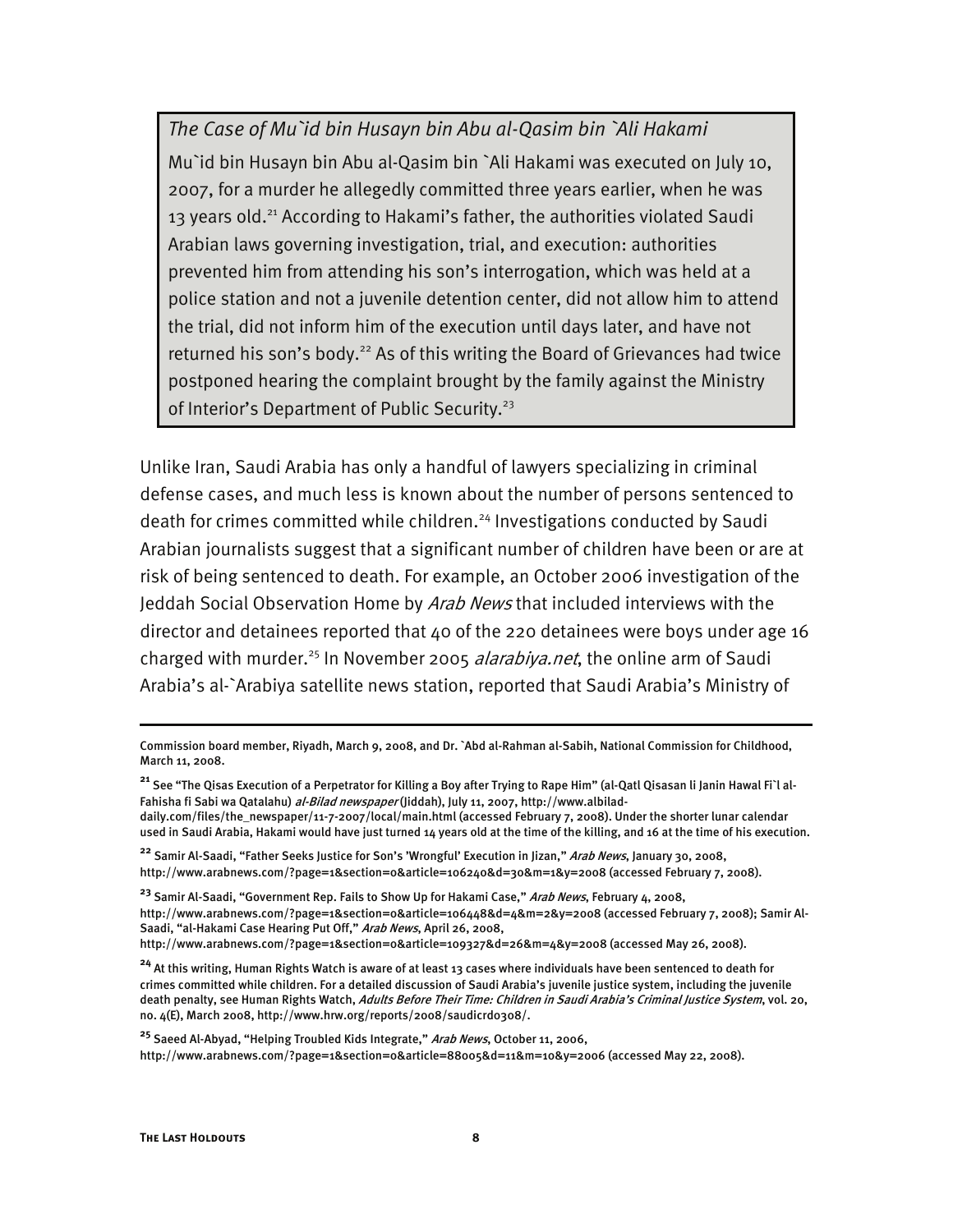*The Case of Mu`id bin Husayn bin Abu al-Qasim bin `Ali Hakami*

Mu`id bin Husayn bin Abu al-Qasim bin `Ali Hakami was executed on July 10, 2007, for a murder he allegedly committed three years earlier, when he was 13 years old.[21] According to Hakami's father, the authorities violated Saudi Arabian laws governing investigation, trial, and execution: authorities prevented him from attending his son's interrogation, which was held at a police station and not a juvenile detention center, did not allow him to attend the trial, did not inform him of the execution until days later, and have not returned his son's body.[22] As of this writing the Board of Grievances had twice postponed hearing the complaint brought by the family against the Ministry of Interior's Department of Public Security.[23]

Unlike Iran, Saudi Arabia has only a handful of lawyers specializing in criminal defense cases, and much less is known about the number of persons sentenced to death for crimes committed while children.[24] Investigations conducted by Saudi Arabian journalists suggest that a significant number of children have been or are at risk of being sentenced to death. For example, an October 2006 investigation of the Jeddah Social Observation Home by *Arab News* that included interviews with the director and detainees reported that 40 of the 220 detainees were boys under age 16 charged with murder.[25] In November 2005 *alarabiya.net*, the online arm of Saudi Arabia's al-`Arabiya satellite news station, reported that Saudi Arabia's Ministry of

---

Commission board member, Riyadh, March 9, 2008, and Dr. `Abd al-Rahman al-Sabih, National Commission for Childhood, March 11, 2008.

[21] See "The Qisas Execution of a Perpetrator for Killing a Boy after Trying to Rape Him" (al-Qatl Qisasan li Janin Hawal Fi`l al-Fahisha fi Sabi wa Qatalahu) *al-Bilad newspaper* (Jiddah), July 11, 2007, http://www.albilad-daily.com/files/the_newspaper/11-7-2007/local/main.html (accessed February 7, 2008). Under the shorter lunar calendar used in Saudi Arabia, Hakami would have just turned 14 years old at the time of the killing, and 16 at the time of his execution.

[22] Samir Al-Saadi, "Father Seeks Justice for Son's 'Wrongful' Execution in Jizan," *Arab News*, January 30, 2008, http://www.arabnews.com/?page=1&section=0&article=106240&d=30&m=1&y=2008 (accessed February 7, 2008).

[23] Samir Al-Saadi, "Government Rep. Fails to Show Up for Hakami Case," *Arab News*, February 4, 2008, http://www.arabnews.com/?page=1&section=0&article=106448&d=4&m=2&y=2008 (accessed February 7, 2008); Samir Al-Saadi, "al-Hakami Case Hearing Put Off," *Arab News*, April 26, 2008, http://www.arabnews.com/?page=1&section=0&article=109327&d=26&m=4&y=2008 (accessed May 26, 2008).

[24] At this writing, Human Rights Watch is aware of at least 13 cases where individuals have been sentenced to death for crimes committed while children. For a detailed discussion of Saudi Arabia's juvenile justice system, including the juvenile death penalty, see Human Rights Watch, *Adults Before Their Time: Children in Saudi Arabia's Criminal Justice System*, vol. 20, no. 4(E), March 2008, http://www.hrw.org/reports/2008/saudicrd0308/.

[25] Saeed Al-Abyad, "Helping Troubled Kids Integrate," *Arab News*, October 11, 2006, http://www.arabnews.com/?page=1&section=0&article=88005&d=11&m=10&y=2006 (accessed May 22, 2008).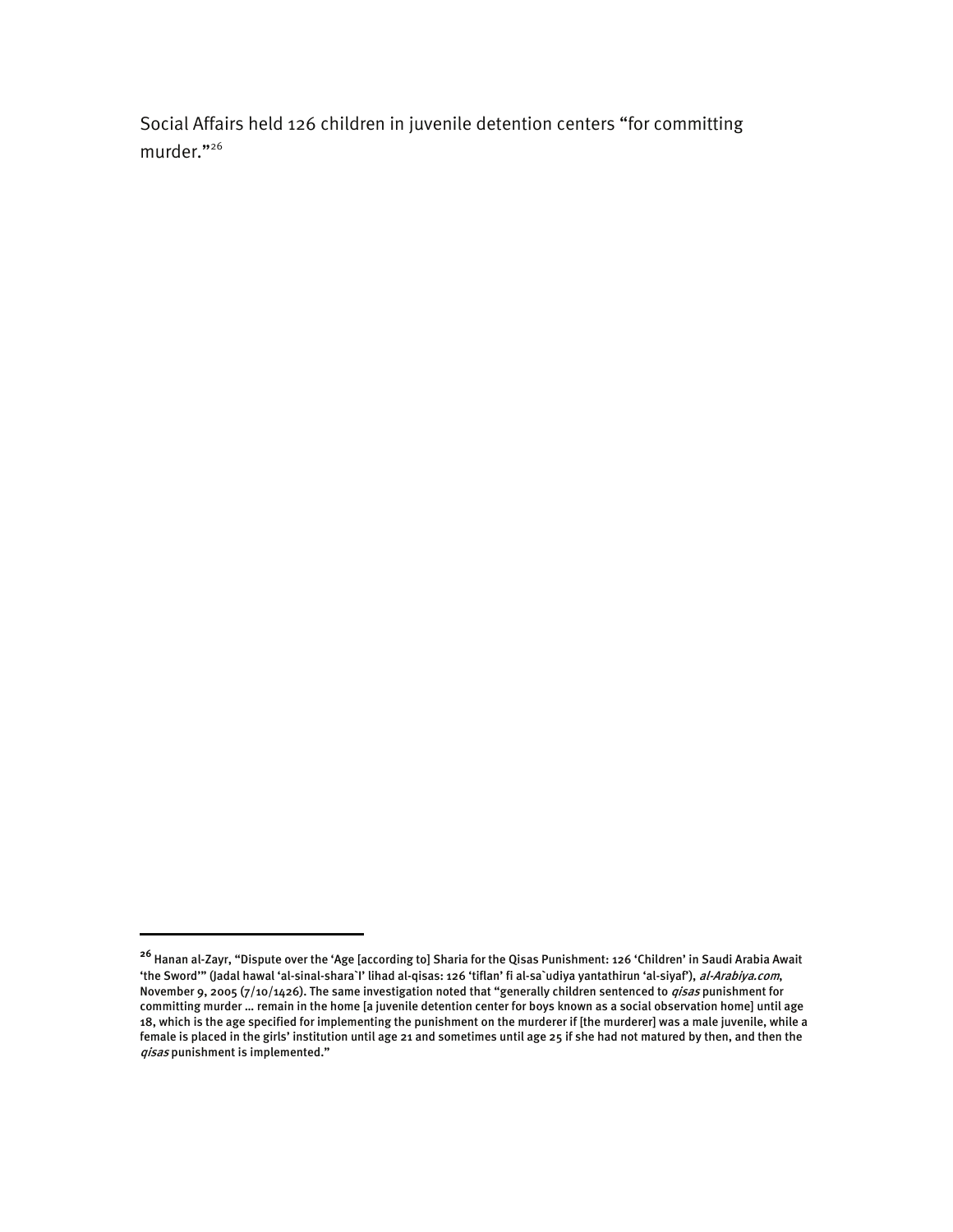Social Affairs held 126 children in juvenile detention centers "for committing murder."[26]

---

[26] Hanan al-Zayr, "Dispute over the 'Age [according to] Sharia for the Qisas Punishment: 126 'Children' in Saudi Arabia Await 'the Sword'" (Jadal hawal 'al-sinal-shara`I' lihad al-qisas: 126 'tiflan' fi al-sa`udiya yantathirun 'al-siyaf'), *al-Arabiya.com*, November 9, 2005 (7/10/1426). The same investigation noted that "generally children sentenced to *qisas* punishment for committing murder … remain in the home [a juvenile detention center for boys known as a social observation home] until age 18, which is the age specified for implementing the punishment on the murderer if [the murderer] was a male juvenile, while a female is placed in the girls' institution until age 21 and sometimes until age 25 if she had not matured by then, and then the *qisas* punishment is implemented."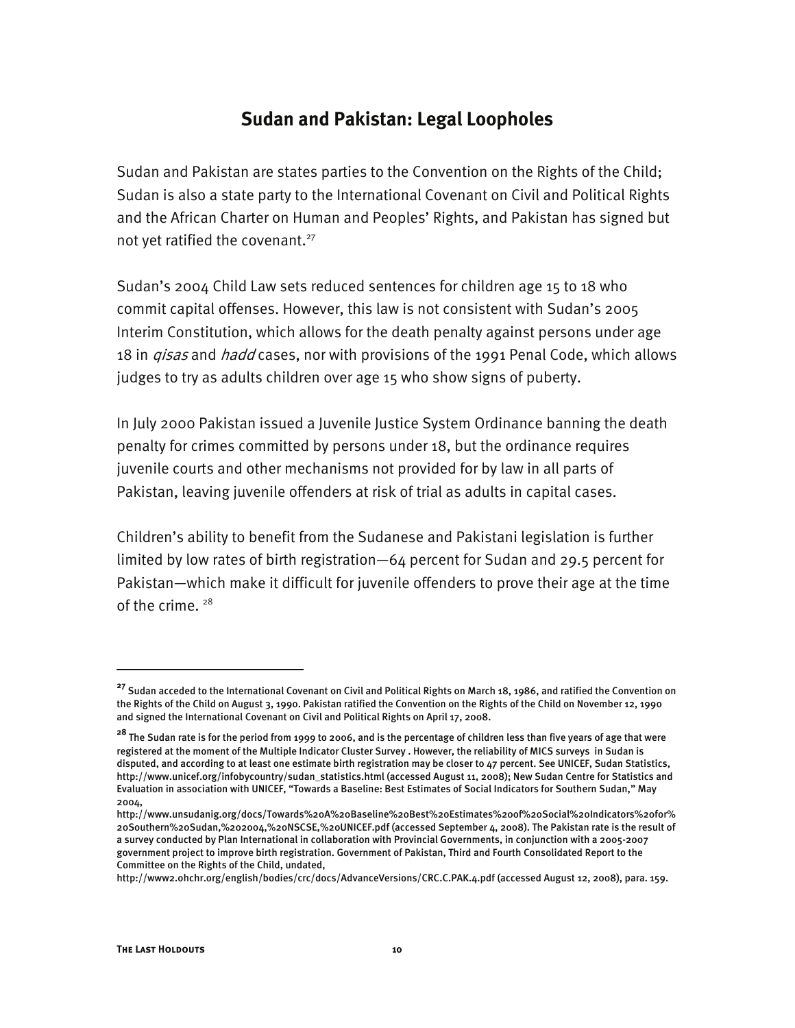## Sudan and Pakistan: Legal Loopholes

Sudan and Pakistan are states parties to the Convention on the Rights of the Child; Sudan is also a state party to the International Covenant on Civil and Political Rights and the African Charter on Human and Peoples' Rights, and Pakistan has signed but not yet ratified the covenant.[27]

Sudan's 2004 Child Law sets reduced sentences for children age 15 to 18 who commit capital offenses. However, this law is not consistent with Sudan's 2005 Interim Constitution, which allows for the death penalty against persons under age 18 in *qisas* and *hadd* cases, nor with provisions of the 1991 Penal Code, which allows judges to try as adults children over age 15 who show signs of puberty.

In July 2000 Pakistan issued a Juvenile Justice System Ordinance banning the death penalty for crimes committed by persons under 18, but the ordinance requires juvenile courts and other mechanisms not provided for by law in all parts of Pakistan, leaving juvenile offenders at risk of trial as adults in capital cases.

Children's ability to benefit from the Sudanese and Pakistani legislation is further limited by low rates of birth registration—64 percent for Sudan and 29.5 percent for Pakistan—which make it difficult for juvenile offenders to prove their age at the time of the crime. [28]

---

[27] Sudan acceded to the International Covenant on Civil and Political Rights on March 18, 1986, and ratified the Convention on the Rights of the Child on August 3, 1990. Pakistan ratified the Convention on the Rights of the Child on November 12, 1990 and signed the International Covenant on Civil and Political Rights on April 17, 2008.

[28] The Sudan rate is for the period from 1999 to 2006, and is the percentage of children less than five years of age that were registered at the moment of the Multiple Indicator Cluster Survey . However, the reliability of MICS surveys in Sudan is disputed, and according to at least one estimate birth registration may be closer to 47 percent. See UNICEF, Sudan Statistics, http://www.unicef.org/infobycountry/sudan_statistics.html (accessed August 11, 2008); New Sudan Centre for Statistics and Evaluation in association with UNICEF, "Towards a Baseline: Best Estimates of Social Indicators for Southern Sudan," May 2004, http://www.unsudanig.org/docs/Towards%20A%20Baseline%20Best%20Estimates%20of%20Social%20Indicators%20for%20Southern%20Sudan,%202004,%20NSCSE,%20UNICEF.pdf (accessed September 4, 2008). The Pakistan rate is the result of a survey conducted by Plan International in collaboration with Provincial Governments, in conjunction with a 2005-2007 government project to improve birth registration. Government of Pakistan, Third and Fourth Consolidated Report to the Committee on the Rights of the Child, undated, http://www2.ohchr.org/english/bodies/crc/docs/AdvanceVersions/CRC.C.PAK.4.pdf (accessed August 12, 2008), para. 159.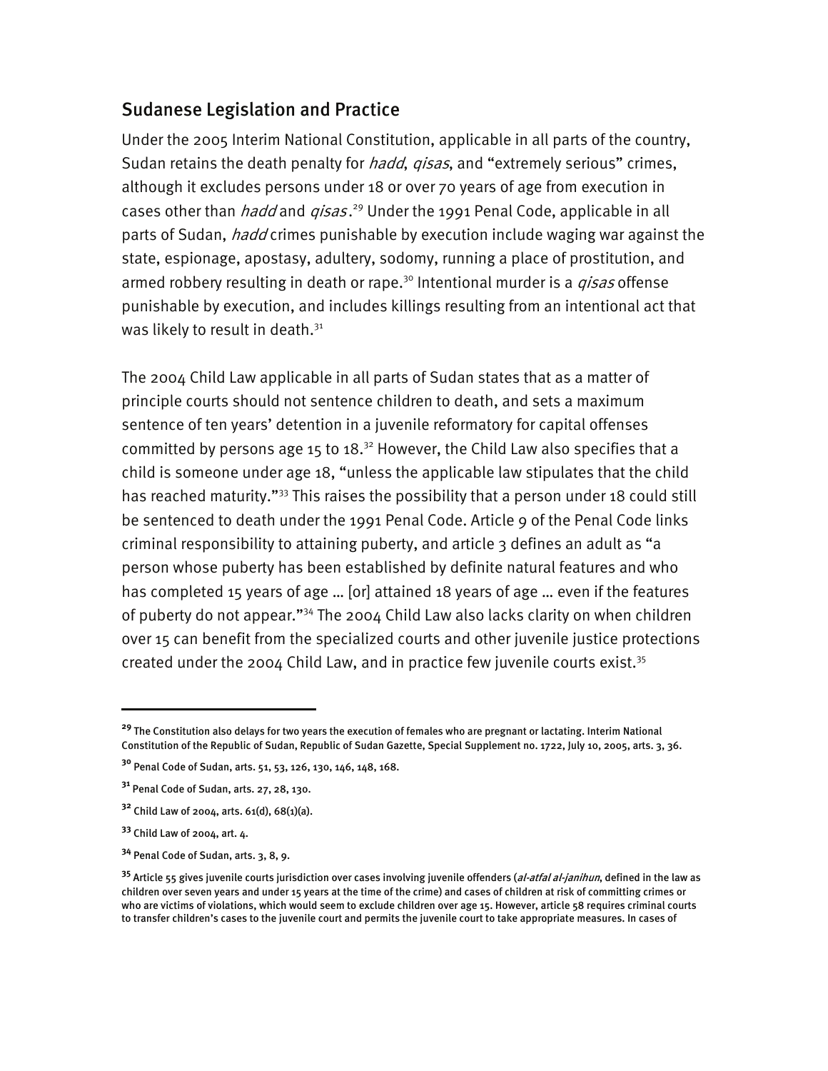## Sudanese Legislation and Practice

Under the 2005 Interim National Constitution, applicable in all parts of the country, Sudan retains the death penalty for *hadd*, *qisas*, and "extremely serious" crimes, although it excludes persons under 18 or over 70 years of age from execution in cases other than *hadd* and *qisas*.[29] Under the 1991 Penal Code, applicable in all parts of Sudan, *hadd* crimes punishable by execution include waging war against the state, espionage, apostasy, adultery, sodomy, running a place of prostitution, and armed robbery resulting in death or rape.[30] Intentional murder is a *qisas* offense punishable by execution, and includes killings resulting from an intentional act that was likely to result in death.[31]

The 2004 Child Law applicable in all parts of Sudan states that as a matter of principle courts should not sentence children to death, and sets a maximum sentence of ten years' detention in a juvenile reformatory for capital offenses committed by persons age 15 to 18.[32] However, the Child Law also specifies that a child is someone under age 18, "unless the applicable law stipulates that the child has reached maturity."[33] This raises the possibility that a person under 18 could still be sentenced to death under the 1991 Penal Code. Article 9 of the Penal Code links criminal responsibility to attaining puberty, and article 3 defines an adult as "a person whose puberty has been established by definite natural features and who has completed 15 years of age … [or] attained 18 years of age … even if the features of puberty do not appear."[34] The 2004 Child Law also lacks clarity on when children over 15 can benefit from the specialized courts and other juvenile justice protections created under the 2004 Child Law, and in practice few juvenile courts exist.[35]

---

[29] The Constitution also delays for two years the execution of females who are pregnant or lactating. Interim National Constitution of the Republic of Sudan, Republic of Sudan Gazette, Special Supplement no. 1722, July 10, 2005, arts. 3, 36.

[30] Penal Code of Sudan, arts. 51, 53, 126, 130, 146, 148, 168.

[31] Penal Code of Sudan, arts. 27, 28, 130.

[32] Child Law of 2004, arts. 61(d), 68(1)(a).

[33] Child Law of 2004, art. 4.

[34] Penal Code of Sudan, arts. 3, 8, 9.

[35] Article 55 gives juvenile courts jurisdiction over cases involving juvenile offenders (*al-atfal al-janihun*, defined in the law as children over seven years and under 15 years at the time of the crime) and cases of children at risk of committing crimes or who are victims of violations, which would seem to exclude children over age 15. However, article 58 requires criminal courts to transfer children's cases to the juvenile court and permits the juvenile court to take appropriate measures. In cases of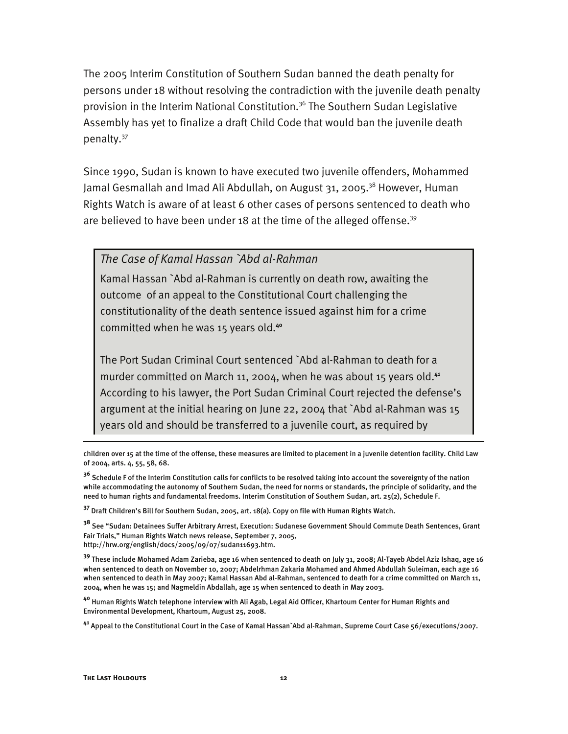The 2005 Interim Constitution of Southern Sudan banned the death penalty for persons under 18 without resolving the contradiction with the juvenile death penalty provision in the Interim National Constitution.[36] The Southern Sudan Legislative Assembly has yet to finalize a draft Child Code that would ban the juvenile death penalty.[37]

Since 1990, Sudan is known to have executed two juvenile offenders, Mohammed Jamal Gesmallah and Imad Ali Abdullah, on August 31, 2005.[38] However, Human Rights Watch is aware of at least 6 other cases of persons sentenced to death who are believed to have been under 18 at the time of the alleged offense.[39]

*The Case of Kamal Hassan `Abd al-Rahman*

Kamal Hassan `Abd al-Rahman is currently on death row, awaiting the outcome of an appeal to the Constitutional Court challenging the constitutionality of the death sentence issued against him for a crime committed when he was 15 years old.[40]

The Port Sudan Criminal Court sentenced `Abd al-Rahman to death for a murder committed on March 11, 2004, when he was about 15 years old.[41] According to his lawyer, the Port Sudan Criminal Court rejected the defense's argument at the initial hearing on June 22, 2004 that `Abd al-Rahman was 15 years old and should be transferred to a juvenile court, as required by

---

children over 15 at the time of the offense, these measures are limited to placement in a juvenile detention facility. Child Law of 2004, arts. 4, 55, 58, 68.

[36] Schedule F of the Interim Constitution calls for conflicts to be resolved taking into account the sovereignty of the nation while accommodating the autonomy of Southern Sudan, the need for norms or standards, the principle of solidarity, and the need to human rights and fundamental freedoms. Interim Constitution of Southern Sudan, art. 25(2), Schedule F.

[37] Draft Children's Bill for Southern Sudan, 2005, art. 18(a). Copy on file with Human Rights Watch.

[38] See "Sudan: Detainees Suffer Arbitrary Arrest, Execution: Sudanese Government Should Commute Death Sentences, Grant Fair Trials," Human Rights Watch news release, September 7, 2005, http://hrw.org/english/docs/2005/09/07/sudan11693.htm.

[39] These include Mohamed Adam Zarieba, age 16 when sentenced to death on July 31, 2008; Al-Tayeb Abdel Aziz Ishaq, age 16 when sentenced to death on November 10, 2007; Abdelrhman Zakaria Mohamed and Ahmed Abdullah Suleiman, each age 16 when sentenced to death in May 2007; Kamal Hassan Abd al-Rahman, sentenced to death for a crime committed on March 11, 2004, when he was 15; and Nagmeldin Abdallah, age 15 when sentenced to death in May 2003.

[40] Human Rights Watch telephone interview with Ali Agab, Legal Aid Officer, Khartoum Center for Human Rights and Environmental Development, Khartoum, August 25, 2008.

[41] Appeal to the Constitutional Court in the Case of Kamal Hassan`Abd al-Rahman, Supreme Court Case 56/executions/2007.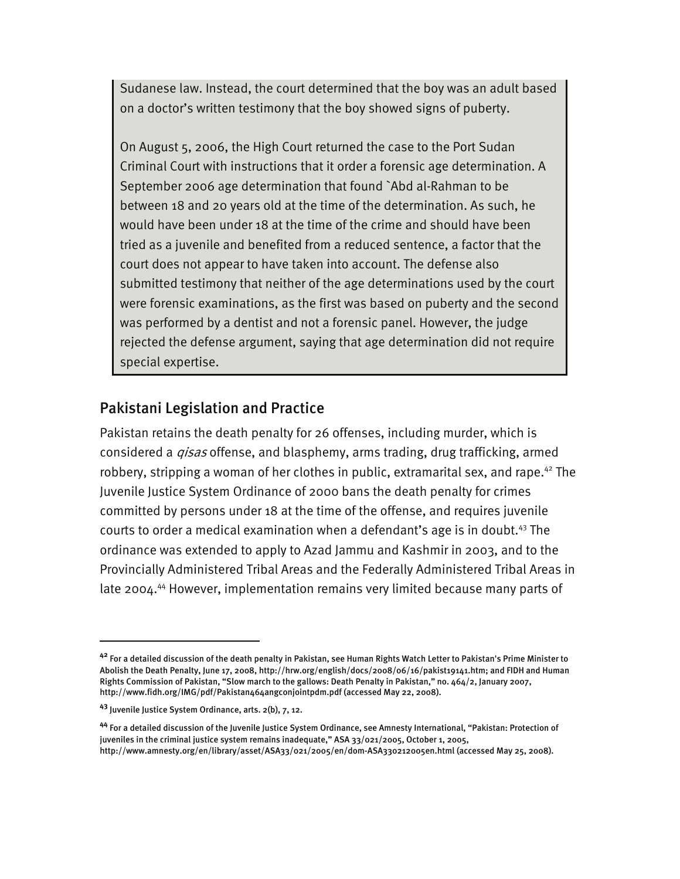Sudanese law. Instead, the court determined that the boy was an adult based on a doctor's written testimony that the boy showed signs of puberty.

On August 5, 2006, the High Court returned the case to the Port Sudan Criminal Court with instructions that it order a forensic age determination. A September 2006 age determination that found `Abd al-Rahman to be between 18 and 20 years old at the time of the determination. As such, he would have been under 18 at the time of the crime and should have been tried as a juvenile and benefited from a reduced sentence, a factor that the court does not appear to have taken into account. The defense also submitted testimony that neither of the age determinations used by the court were forensic examinations, as the first was based on puberty and the second was performed by a dentist and not a forensic panel. However, the judge rejected the defense argument, saying that age determination did not require special expertise.

## Pakistani Legislation and Practice

Pakistan retains the death penalty for 26 offenses, including murder, which is considered a *qisas* offense, and blasphemy, arms trading, drug trafficking, armed robbery, stripping a woman of her clothes in public, extramarital sex, and rape.[42] The Juvenile Justice System Ordinance of 2000 bans the death penalty for crimes committed by persons under 18 at the time of the offense, and requires juvenile courts to order a medical examination when a defendant's age is in doubt.[43] The ordinance was extended to apply to Azad Jammu and Kashmir in 2003, and to the Provincially Administered Tribal Areas and the Federally Administered Tribal Areas in late 2004.[44] However, implementation remains very limited because many parts of

---

[42] For a detailed discussion of the death penalty in Pakistan, see Human Rights Watch Letter to Pakistan's Prime Minister to Abolish the Death Penalty, June 17, 2008, http://hrw.org/english/docs/2008/06/16/pakist19141.htm; and FIDH and Human Rights Commission of Pakistan, "Slow march to the gallows: Death Penalty in Pakistan," no. 464/2, January 2007, http://www.fidh.org/IMG/pdf/Pakistan464angconjointpdm.pdf (accessed May 22, 2008).

[43] Juvenile Justice System Ordinance, arts. 2(b), 7, 12.

[44] For a detailed discussion of the Juvenile Justice System Ordinance, see Amnesty International, "Pakistan: Protection of juveniles in the criminal justice system remains inadequate," ASA 33/021/2005, October 1, 2005, http://www.amnesty.org/en/library/asset/ASA33/021/2005/en/dom-ASA330212005en.html (accessed May 25, 2008).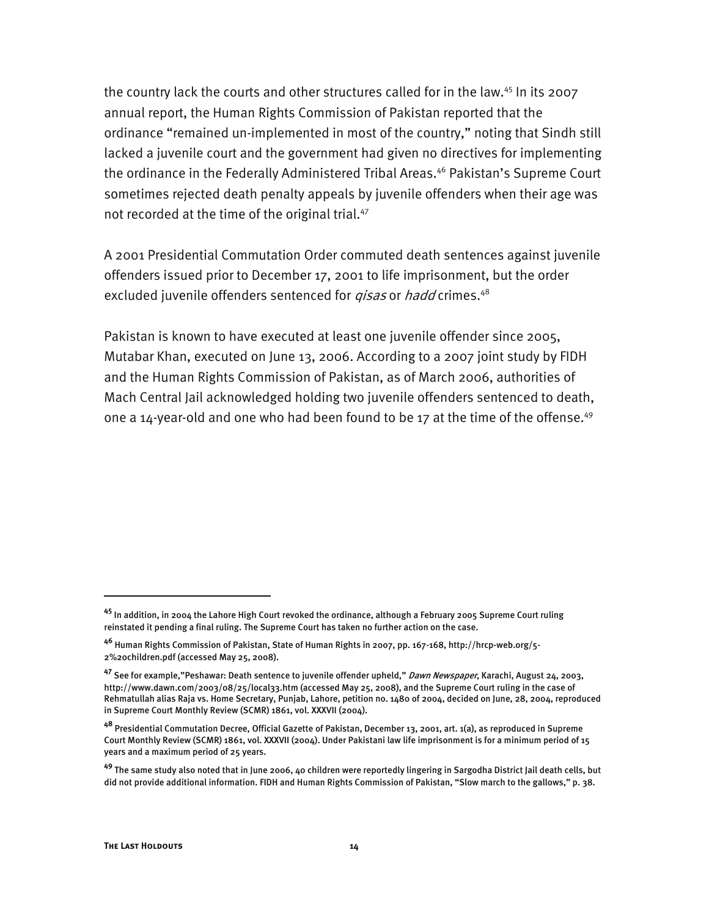the country lack the courts and other structures called for in the law.[45] In its 2007 annual report, the Human Rights Commission of Pakistan reported that the ordinance "remained un-implemented in most of the country," noting that Sindh still lacked a juvenile court and the government had given no directives for implementing the ordinance in the Federally Administered Tribal Areas.[46] Pakistan's Supreme Court sometimes rejected death penalty appeals by juvenile offenders when their age was not recorded at the time of the original trial.[47]

A 2001 Presidential Commutation Order commuted death sentences against juvenile offenders issued prior to December 17, 2001 to life imprisonment, but the order excluded juvenile offenders sentenced for *qisas* or *hadd* crimes.[48]

Pakistan is known to have executed at least one juvenile offender since 2005, Mutabar Khan, executed on June 13, 2006. According to a 2007 joint study by FIDH and the Human Rights Commission of Pakistan, as of March 2006, authorities of Mach Central Jail acknowledged holding two juvenile offenders sentenced to death, one a 14-year-old and one who had been found to be 17 at the time of the offense.[49]

---

[45] In addition, in 2004 the Lahore High Court revoked the ordinance, although a February 2005 Supreme Court ruling reinstated it pending a final ruling. The Supreme Court has taken no further action on the case.

[46] Human Rights Commission of Pakistan, State of Human Rights in 2007, pp. 167-168, http://hrcp-web.org/5-2%20children.pdf (accessed May 25, 2008).

[47] See for example,"Peshawar: Death sentence to juvenile offender upheld," *Dawn Newspaper*, Karachi, August 24, 2003, http://www.dawn.com/2003/08/25/local33.htm (accessed May 25, 2008), and the Supreme Court ruling in the case of Rehmatullah alias Raja vs. Home Secretary, Punjab, Lahore, petition no. 1480 of 2004, decided on June, 28, 2004, reproduced in Supreme Court Monthly Review (SCMR) 1861, vol. XXXVII (2004).

[48] Presidential Commutation Decree, Official Gazette of Pakistan, December 13, 2001, art. 1(a), as reproduced in Supreme Court Monthly Review (SCMR) 1861, vol. XXXVII (2004). Under Pakistani law life imprisonment is for a minimum period of 15 years and a maximum period of 25 years.

[49] The same study also noted that in June 2006, 40 children were reportedly lingering in Sargodha District Jail death cells, but did not provide additional information. FIDH and Human Rights Commission of Pakistan, "Slow march to the gallows," p. 38.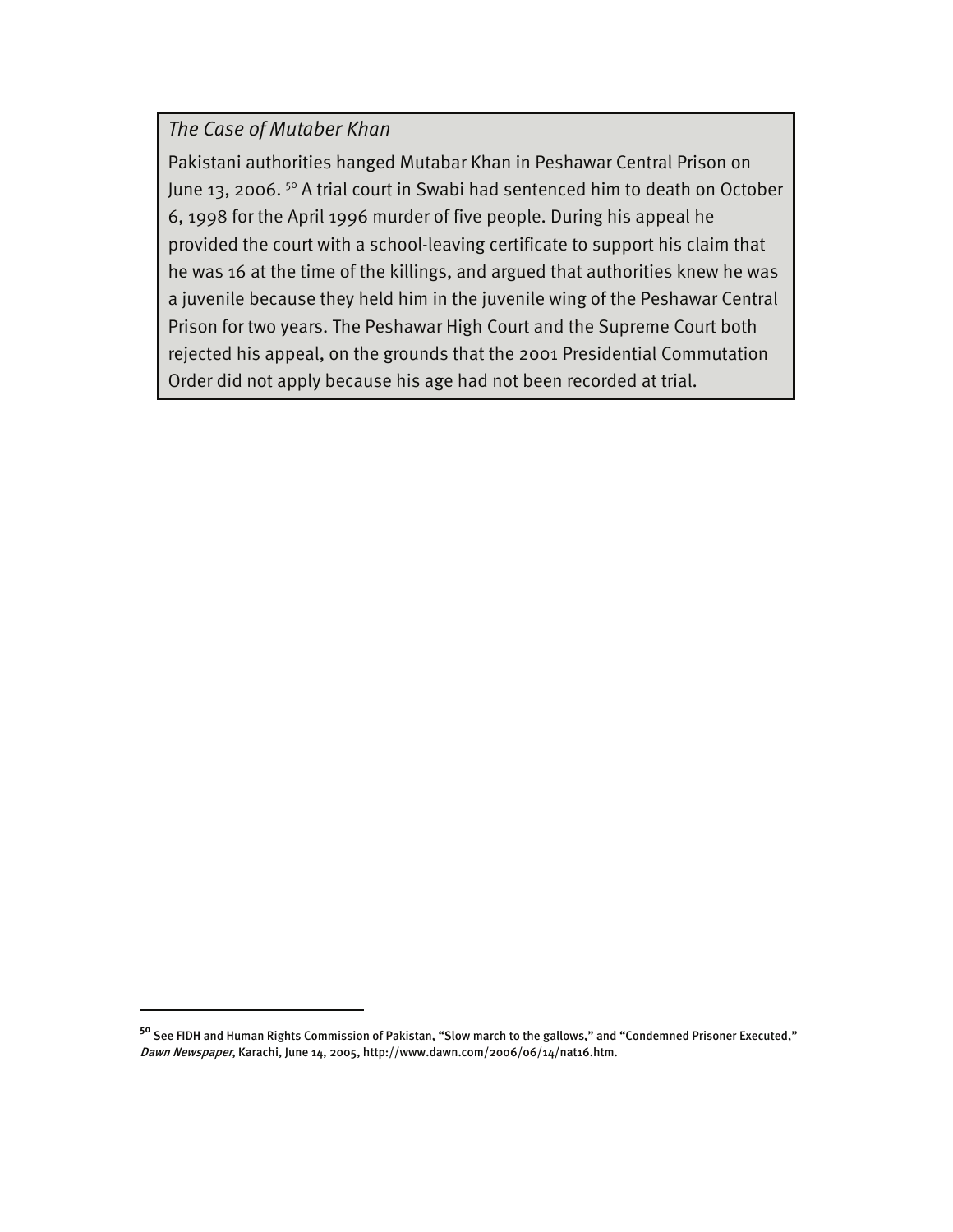*The Case of Mutaber Khan*

Pakistani authorities hanged Mutabar Khan in Peshawar Central Prison on June 13, 2006. [50] A trial court in Swabi had sentenced him to death on October 6, 1998 for the April 1996 murder of five people. During his appeal he provided the court with a school-leaving certificate to support his claim that he was 16 at the time of the killings, and argued that authorities knew he was a juvenile because they held him in the juvenile wing of the Peshawar Central Prison for two years. The Peshawar High Court and the Supreme Court both rejected his appeal, on the grounds that the 2001 Presidential Commutation Order did not apply because his age had not been recorded at trial.

---

[50] See FIDH and Human Rights Commission of Pakistan, "Slow march to the gallows," and "Condemned Prisoner Executed," *Dawn Newspaper*, Karachi, June 14, 2005, http://www.dawn.com/2006/06/14/nat16.htm.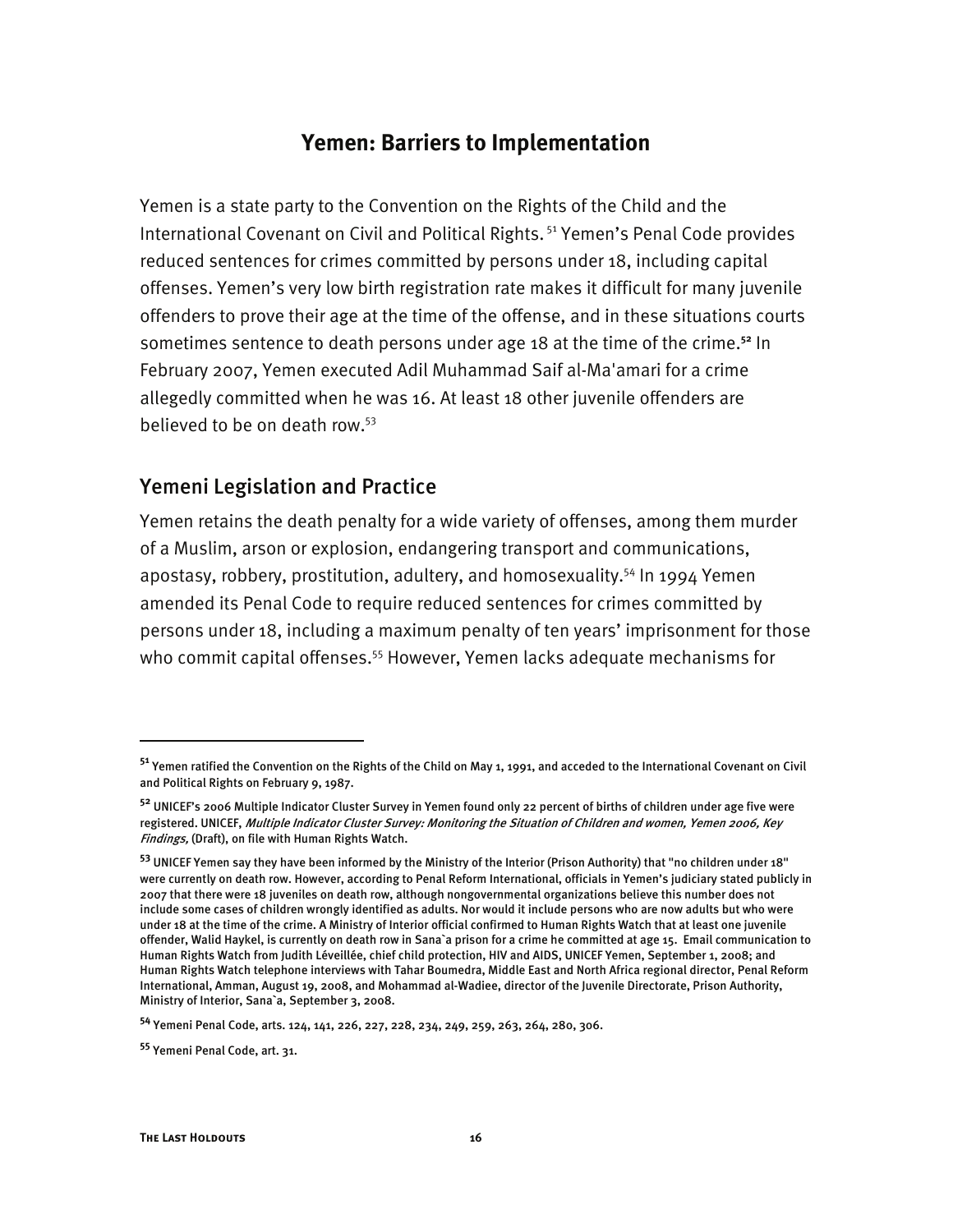## Yemen: Barriers to Implementation

Yemen is a state party to the Convention on the Rights of the Child and the International Covenant on Civil and Political Rights.[51] Yemen's Penal Code provides reduced sentences for crimes committed by persons under 18, including capital offenses. Yemen's very low birth registration rate makes it difficult for many juvenile offenders to prove their age at the time of the offense, and in these situations courts sometimes sentence to death persons under age 18 at the time of the crime.[52] In February 2007, Yemen executed Adil Muhammad Saif al-Ma'amari for a crime allegedly committed when he was 16. At least 18 other juvenile offenders are believed to be on death row.[53]

### Yemeni Legislation and Practice

Yemen retains the death penalty for a wide variety of offenses, among them murder of a Muslim, arson or explosion, endangering transport and communications, apostasy, robbery, prostitution, adultery, and homosexuality.[54] In 1994 Yemen amended its Penal Code to require reduced sentences for crimes committed by persons under 18, including a maximum penalty of ten years' imprisonment for those who commit capital offenses.[55] However, Yemen lacks adequate mechanisms for

---

[51] Yemen ratified the Convention on the Rights of the Child on May 1, 1991, and acceded to the International Covenant on Civil and Political Rights on February 9, 1987.

[52] UNICEF's 2006 Multiple Indicator Cluster Survey in Yemen found only 22 percent of births of children under age five were registered. UNICEF, *Multiple Indicator Cluster Survey: Monitoring the Situation of Children and women, Yemen 2006, Key Findings,* (Draft), on file with Human Rights Watch.

[53] UNICEF Yemen say they have been informed by the Ministry of the Interior (Prison Authority) that "no children under 18" were currently on death row. However, according to Penal Reform International, officials in Yemen's judiciary stated publicly in 2007 that there were 18 juveniles on death row, although nongovernmental organizations believe this number does not include some cases of children wrongly identified as adults. Nor would it include persons who are now adults but who were under 18 at the time of the crime. A Ministry of Interior official confirmed to Human Rights Watch that at least one juvenile offender, Walid Haykel, is currently on death row in Sana`a prison for a crime he committed at age 15. Email communication to Human Rights Watch from Judith Léveillée, chief child protection, HIV and AIDS, UNICEF Yemen, September 1, 2008; and Human Rights Watch telephone interviews with Tahar Boumedra, Middle East and North Africa regional director, Penal Reform International, Amman, August 19, 2008, and Mohammad al-Wadiee, director of the Juvenile Directorate, Prison Authority, Ministry of Interior, Sana`a, September 3, 2008.

[54] Yemeni Penal Code, arts. 124, 141, 226, 227, 228, 234, 249, 259, 263, 264, 280, 306.

[55] Yemeni Penal Code, art. 31.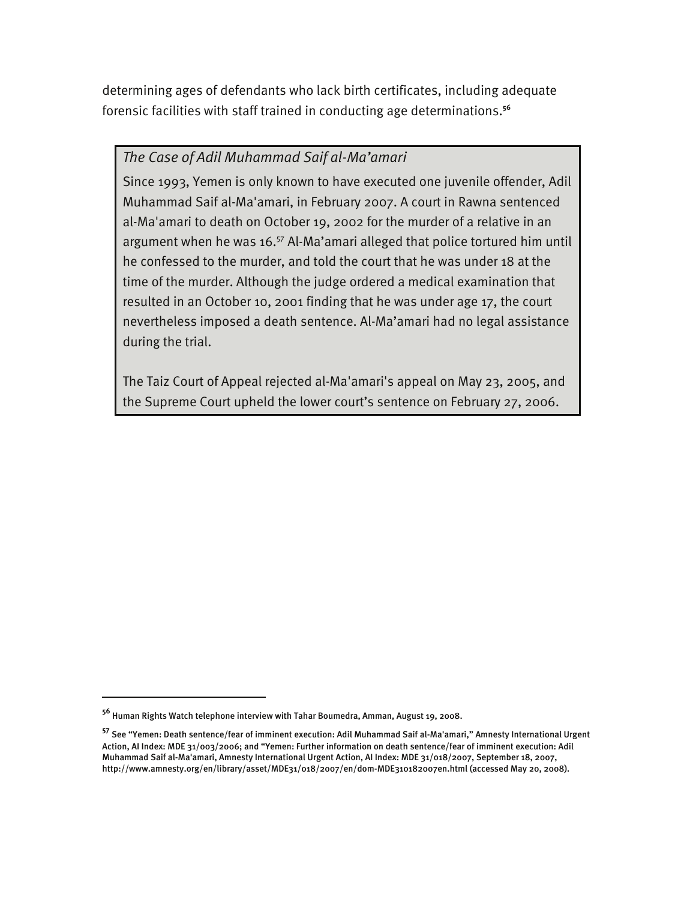determining ages of defendants who lack birth certificates, including adequate forensic facilities with staff trained in conducting age determinations.[56]

*The Case of Adil Muhammad Saif al-Ma'amari*

Since 1993, Yemen is only known to have executed one juvenile offender, Adil Muhammad Saif al-Ma'amari, in February 2007. A court in Rawna sentenced al-Ma'amari to death on October 19, 2002 for the murder of a relative in an argument when he was 16.[57] Al-Ma'amari alleged that police tortured him until he confessed to the murder, and told the court that he was under 18 at the time of the murder. Although the judge ordered a medical examination that resulted in an October 10, 2001 finding that he was under age 17, the court nevertheless imposed a death sentence. Al-Ma'amari had no legal assistance during the trial.

The Taiz Court of Appeal rejected al-Ma'amari's appeal on May 23, 2005, and the Supreme Court upheld the lower court's sentence on February 27, 2006.

---

[56] Human Rights Watch telephone interview with Tahar Boumedra, Amman, August 19, 2008.

[57] See "Yemen: Death sentence/fear of imminent execution: Adil Muhammad Saif al-Ma'amari," Amnesty International Urgent Action, AI Index: MDE 31/003/2006; and "Yemen: Further information on death sentence/fear of imminent execution: Adil Muhammad Saif al-Ma'amari, Amnesty International Urgent Action, AI Index: MDE 31/018/2007, September 18, 2007, http://www.amnesty.org/en/library/asset/MDE31/018/2007/en/dom-MDE310182007en.html (accessed May 20, 2008).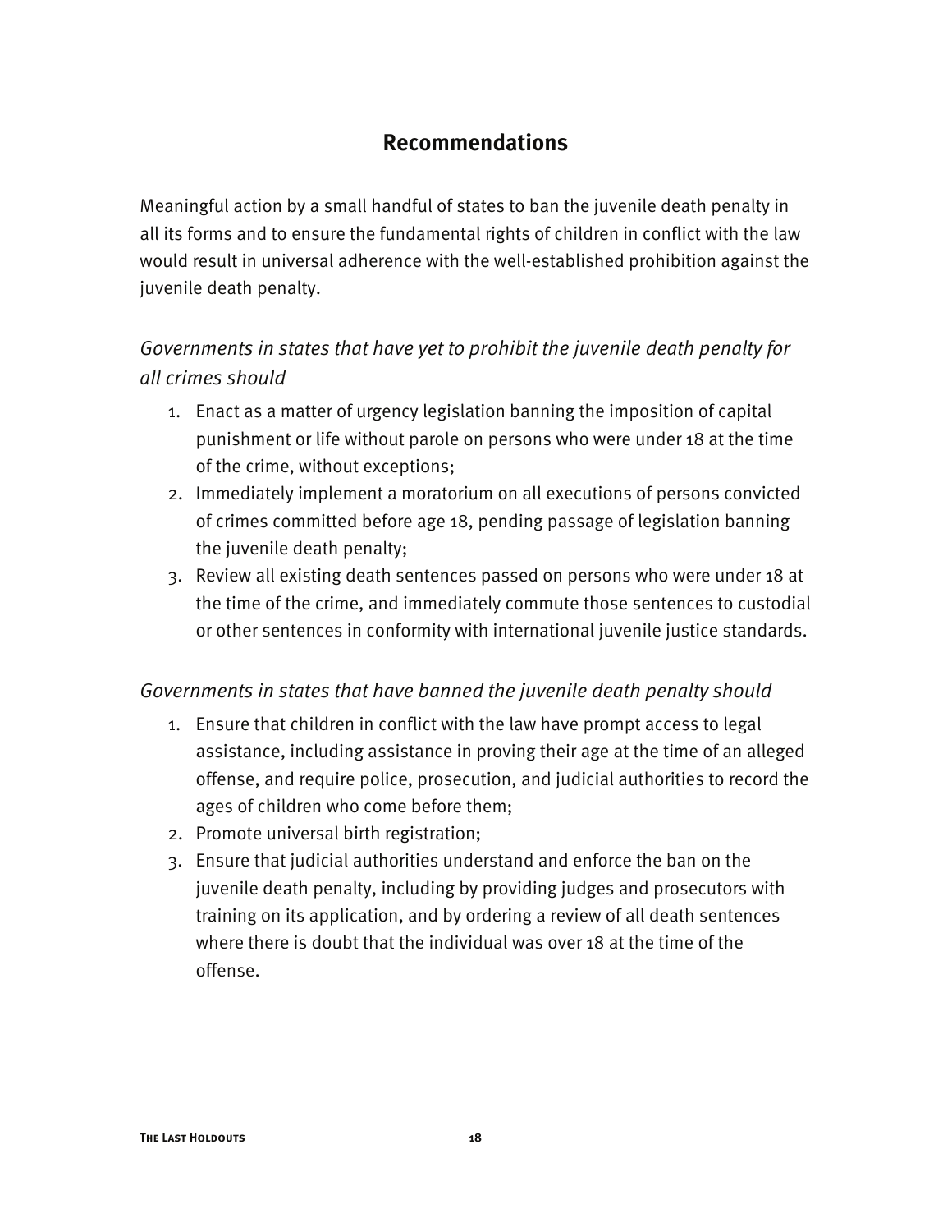## Recommendations

Meaningful action by a small handful of states to ban the juvenile death penalty in all its forms and to ensure the fundamental rights of children in conflict with the law would result in universal adherence with the well-established prohibition against the juvenile death penalty.

*Governments in states that have yet to prohibit the juvenile death penalty for all crimes should*

1. Enact as a matter of urgency legislation banning the imposition of capital punishment or life without parole on persons who were under 18 at the time of the crime, without exceptions;
2. Immediately implement a moratorium on all executions of persons convicted of crimes committed before age 18, pending passage of legislation banning the juvenile death penalty;
3. Review all existing death sentences passed on persons who were under 18 at the time of the crime, and immediately commute those sentences to custodial or other sentences in conformity with international juvenile justice standards.

*Governments in states that have banned the juvenile death penalty should*

1. Ensure that children in conflict with the law have prompt access to legal assistance, including assistance in proving their age at the time of an alleged offense, and require police, prosecution, and judicial authorities to record the ages of children who come before them;
2. Promote universal birth registration;
3. Ensure that judicial authorities understand and enforce the ban on the juvenile death penalty, including by providing judges and prosecutors with training on its application, and by ordering a review of all death sentences where there is doubt that the individual was over 18 at the time of the offense.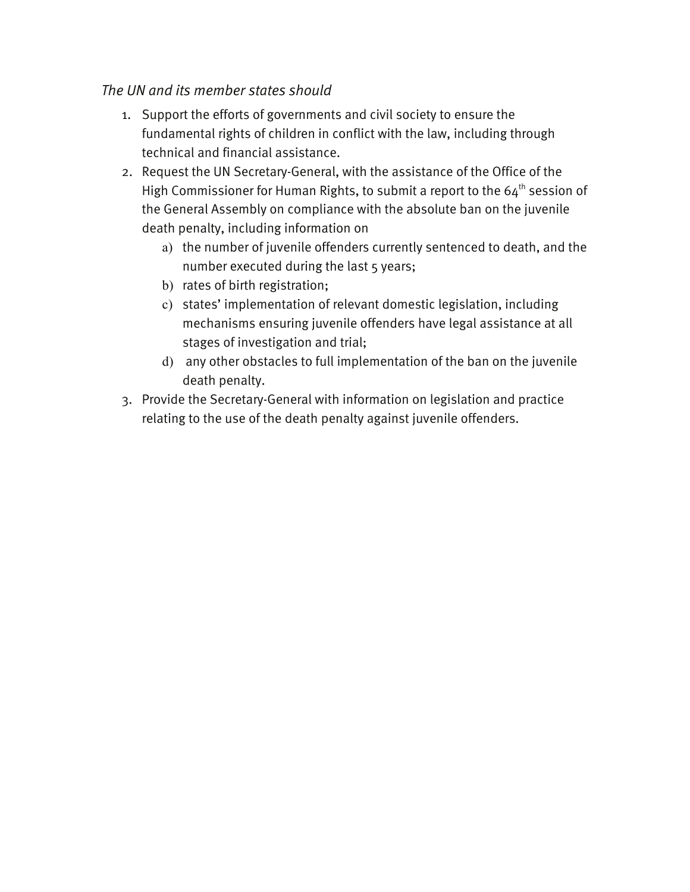*The UN and its member states should*

1. Support the efforts of governments and civil society to ensure the fundamental rights of children in conflict with the law, including through technical and financial assistance.
2. Request the UN Secretary-General, with the assistance of the Office of the High Commissioner for Human Rights, to submit a report to the $64^{th}$ session of the General Assembly on compliance with the absolute ban on the juvenile death penalty, including information on
   a) the number of juvenile offenders currently sentenced to death, and the number executed during the last 5 years;
   b) rates of birth registration;
   c) states' implementation of relevant domestic legislation, including mechanisms ensuring juvenile offenders have legal assistance at all stages of investigation and trial;
   d) any other obstacles to full implementation of the ban on the juvenile death penalty.
3. Provide the Secretary-General with information on legislation and practice relating to the use of the death penalty against juvenile offenders.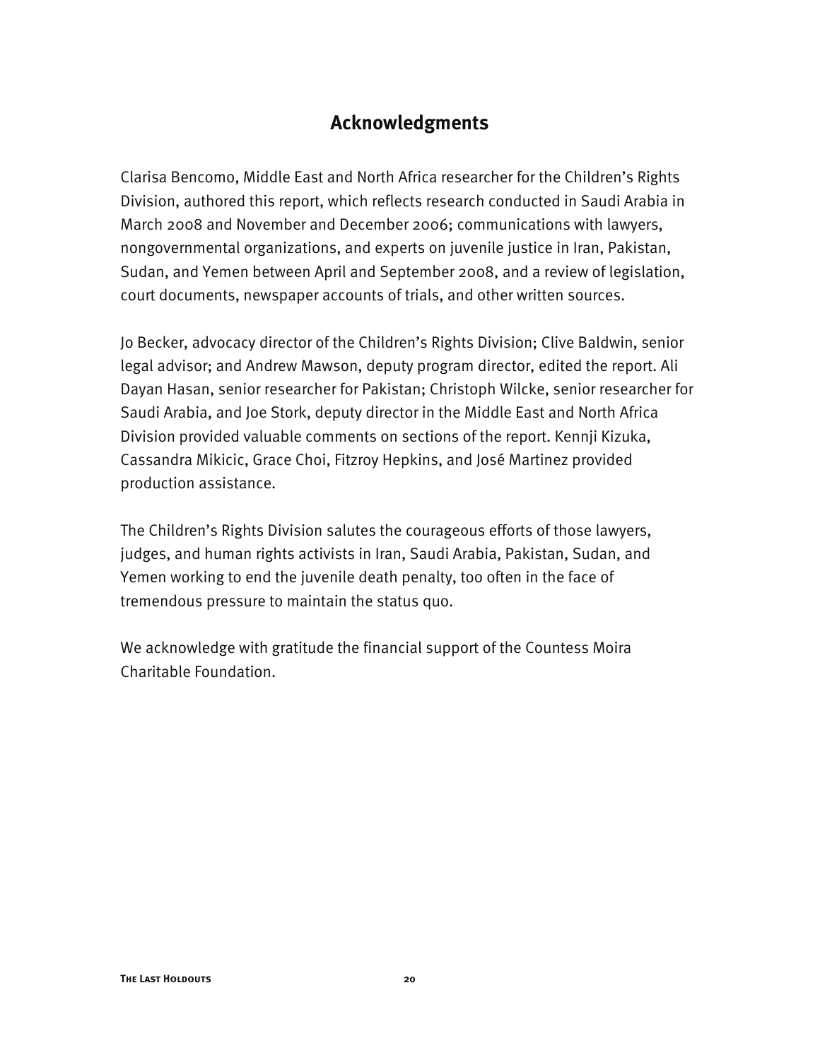## Acknowledgments

Clarisa Bencomo, Middle East and North Africa researcher for the Children's Rights Division, authored this report, which reflects research conducted in Saudi Arabia in March 2008 and November and December 2006; communications with lawyers, nongovernmental organizations, and experts on juvenile justice in Iran, Pakistan, Sudan, and Yemen between April and September 2008, and a review of legislation, court documents, newspaper accounts of trials, and other written sources.

Jo Becker, advocacy director of the Children's Rights Division; Clive Baldwin, senior legal advisor; and Andrew Mawson, deputy program director, edited the report. Ali Dayan Hasan, senior researcher for Pakistan; Christoph Wilcke, senior researcher for Saudi Arabia, and Joe Stork, deputy director in the Middle East and North Africa Division provided valuable comments on sections of the report. Kennji Kizuka, Cassandra Mikicic, Grace Choi, Fitzroy Hepkins, and José Martinez provided production assistance.

The Children's Rights Division salutes the courageous efforts of those lawyers, judges, and human rights activists in Iran, Saudi Arabia, Pakistan, Sudan, and Yemen working to end the juvenile death penalty, too often in the face of tremendous pressure to maintain the status quo.

We acknowledge with gratitude the financial support of the Countess Moira Charitable Foundation.